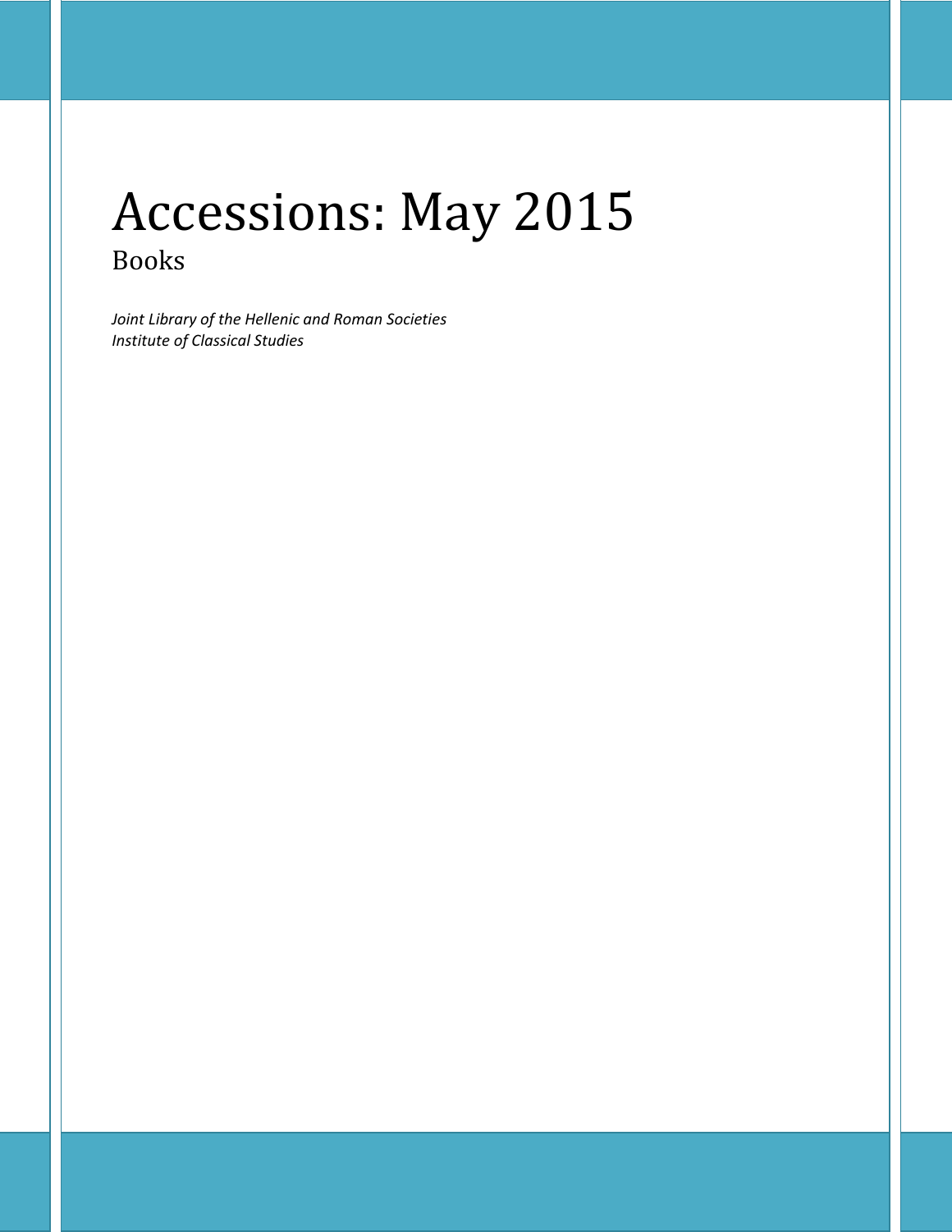# Accessions: May 2015

## Books

*Joint Library of the Hellenic and Roman Societies*
*Institute of Classical Studies*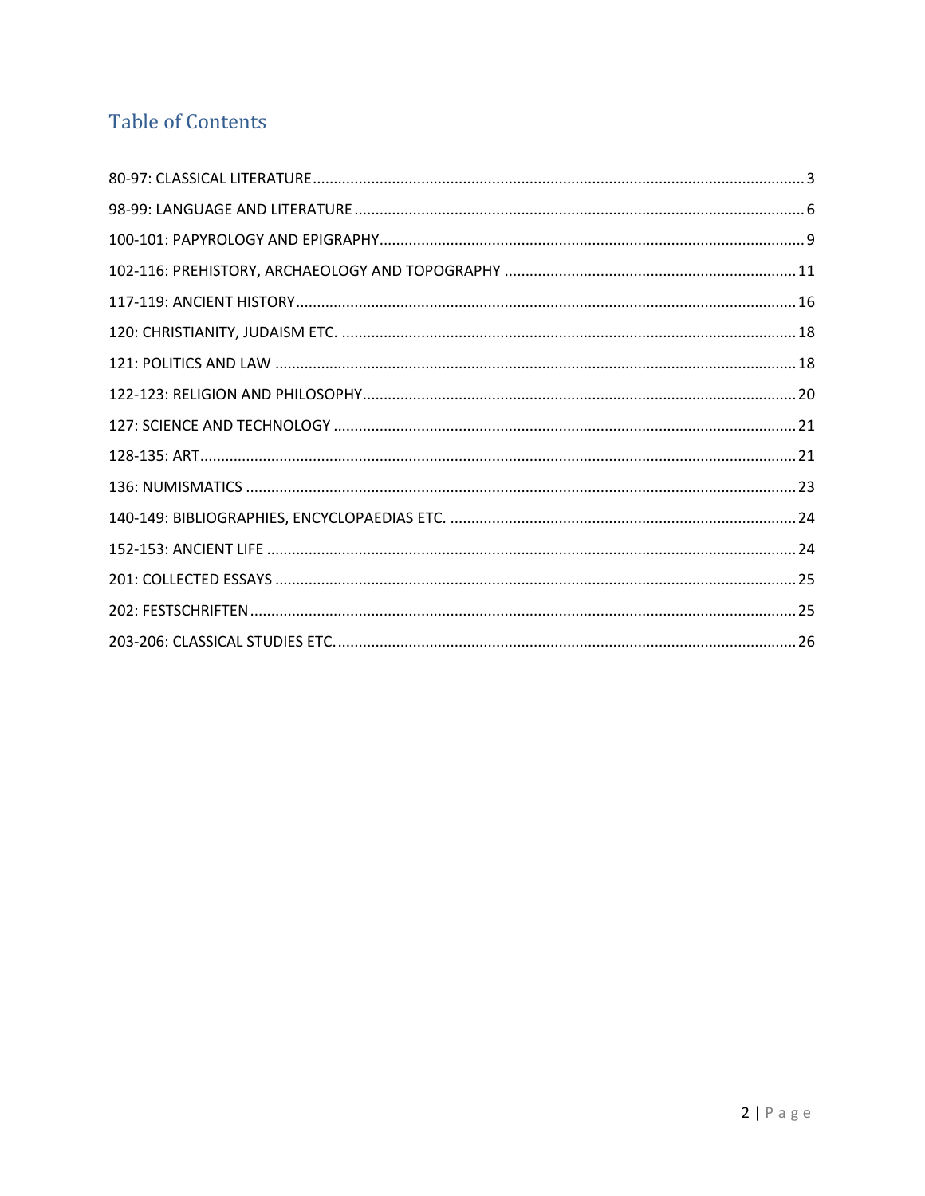## Table of Contents

80-97: CLASSICAL LITERATURE ..... 3

98-99: LANGUAGE AND LITERATURE ..... 6

100-101: PAPYROLOGY AND EPIGRAPHY ..... 9

102-116: PREHISTORY, ARCHAEOLOGY AND TOPOGRAPHY ..... 11

117-119: ANCIENT HISTORY ..... 16

120: CHRISTIANITY, JUDAISM ETC. ..... 18

121: POLITICS AND LAW ..... 18

122-123: RELIGION AND PHILOSOPHY ..... 20

127: SCIENCE AND TECHNOLOGY ..... 21

128-135: ART ..... 21

136: NUMISMATICS ..... 23

140-149: BIBLIOGRAPHIES, ENCYCLOPAEDIAS ETC. ..... 24

152-153: ANCIENT LIFE ..... 24

201: COLLECTED ESSAYS ..... 25

202: FESTSCHRIFTEN ..... 25

203-206: CLASSICAL STUDIES ETC. ..... 26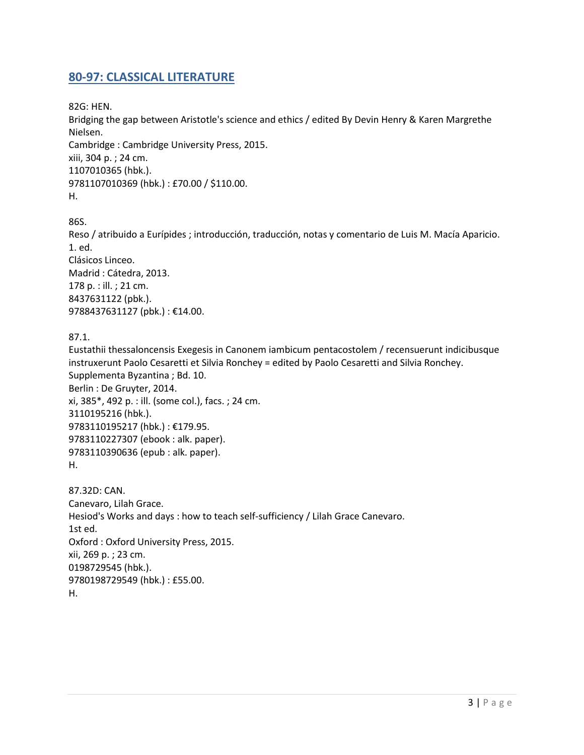## 80-97: CLASSICAL LITERATURE

82G: HEN.
Bridging the gap between Aristotle's science and ethics / edited By Devin Henry & Karen Margrethe Nielsen.
Cambridge : Cambridge University Press, 2015.
xiii, 304 p. ; 24 cm.
1107010365 (hbk.).
9781107010369 (hbk.) : £70.00 / $110.00.
H.

86S.
Reso / atribuido a Eurípides ; introducción, traducción, notas y comentario de Luis M. Macía Aparicio.
1. ed.
Clásicos Linceo.
Madrid : Cátedra, 2013.
178 p. : ill. ; 21 cm.
8437631122 (pbk.).
9788437631127 (pbk.) : €14.00.

87.1.
Eustathii thessaloncensis Exegesis in Canonem iambicum pentacostolem / recensuerunt indicibusque instruxerunt Paolo Cesaretti et Silvia Ronchey = edited by Paolo Cesaretti and Silvia Ronchey.
Supplementa Byzantina ; Bd. 10.
Berlin : De Gruyter, 2014.
xi, 385*, 492 p. : ill. (some col.), facs. ; 24 cm.
3110195216 (hbk.).
9783110195217 (hbk.) : €179.95.
9783110227307 (ebook : alk. paper).
9783110390636 (epub : alk. paper).
H.

87.32D: CAN.
Canevaro, Lilah Grace.
Hesiod's Works and days : how to teach self-sufficiency / Lilah Grace Canevaro.
1st ed.
Oxford : Oxford University Press, 2015.
xii, 269 p. ; 23 cm.
0198729545 (hbk.).
9780198729549 (hbk.) : £55.00.
H.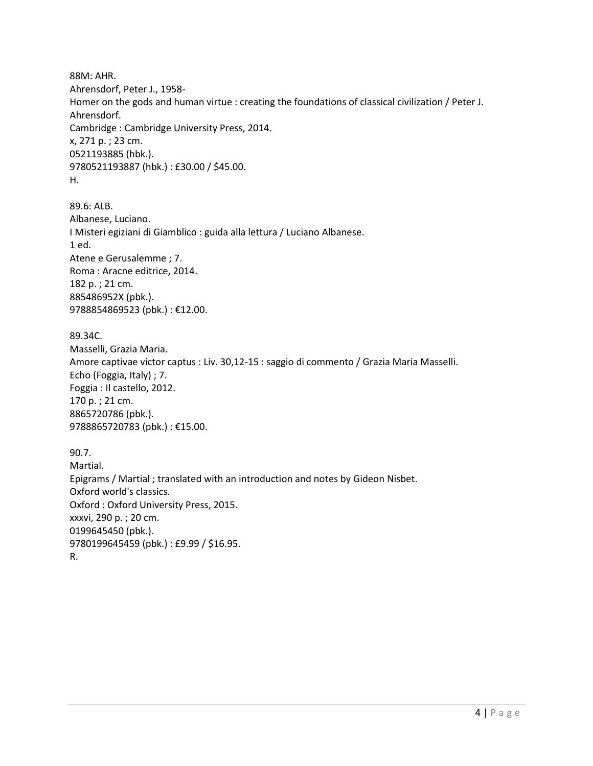88M: AHR.
Ahrensdorf, Peter J., 1958-
Homer on the gods and human virtue : creating the foundations of classical civilization / Peter J. Ahrensdorf.
Cambridge : Cambridge University Press, 2014.
x, 271 p. ; 23 cm.
0521193885 (hbk.).
9780521193887 (hbk.) : £30.00 / $45.00.
H.

89.6: ALB.
Albanese, Luciano.
I Misteri egiziani di Giamblico : guida alla lettura / Luciano Albanese.
1 ed.
Atene e Gerusalemme ; 7.
Roma : Aracne editrice, 2014.
182 p. ; 21 cm.
885486952X (pbk.).
9788854869523 (pbk.) : €12.00.

89.34C.
Masselli, Grazia Maria.
Amore captivae victor captus : Liv. 30,12-15 : saggio di commento / Grazia Maria Masselli.
Echo (Foggia, Italy) ; 7.
Foggia : Il castello, 2012.
170 p. ; 21 cm.
8865720786 (pbk.).
9788865720783 (pbk.) : €15.00.

90.7.
Martial.
Epigrams / Martial ; translated with an introduction and notes by Gideon Nisbet.
Oxford world's classics.
Oxford : Oxford University Press, 2015.
xxxvi, 290 p. ; 20 cm.
0199645450 (pbk.).
9780199645459 (pbk.) : £9.99 / $16.95.
R.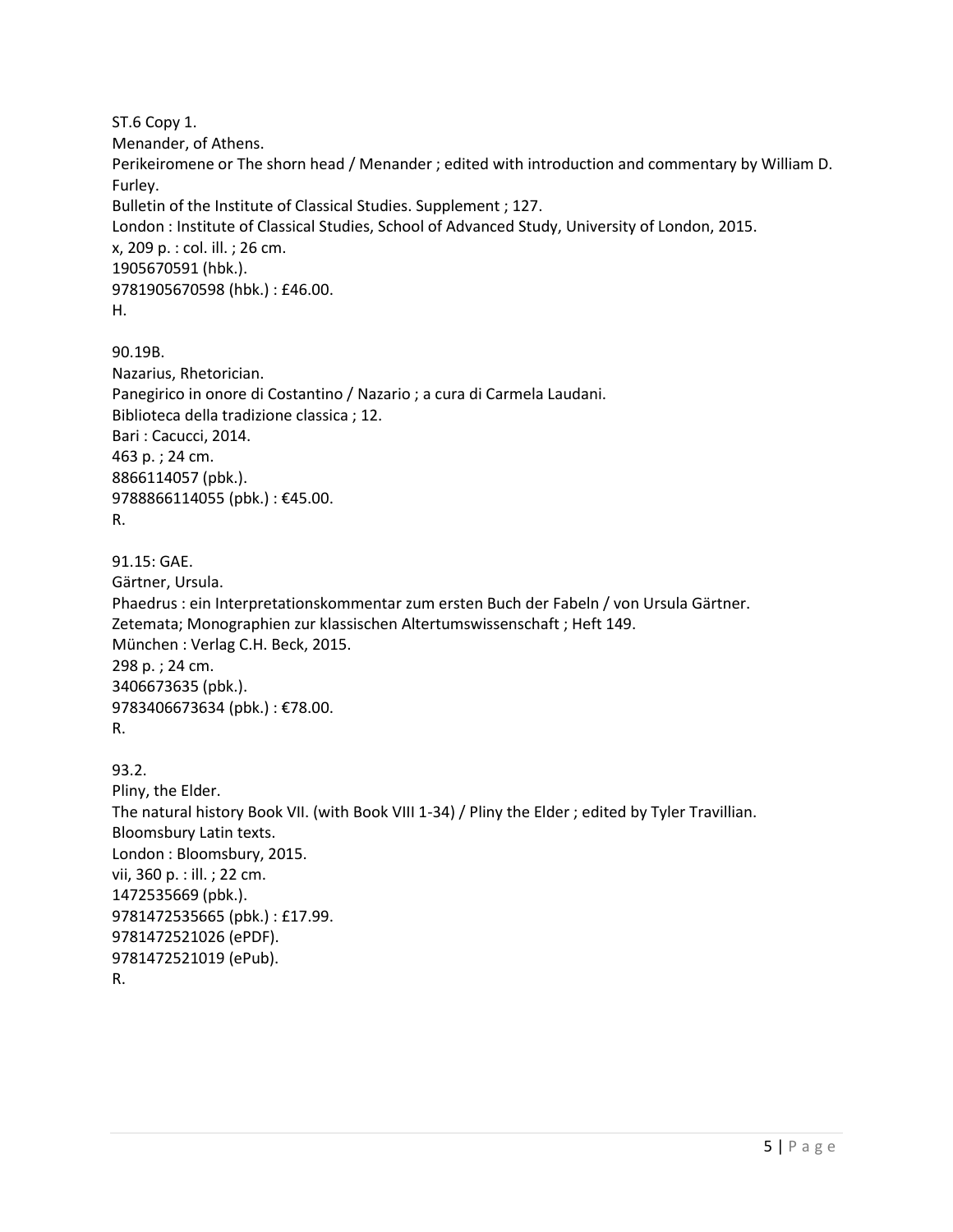ST.6 Copy 1.
Menander, of Athens.
Perikeiromene or The shorn head / Menander ; edited with introduction and commentary by William D. Furley.
Bulletin of the Institute of Classical Studies. Supplement ; 127.
London : Institute of Classical Studies, School of Advanced Study, University of London, 2015.
x, 209 p. : col. ill. ; 26 cm.
1905670591 (hbk.).
9781905670598 (hbk.) : £46.00.
H.

90.19B.
Nazarius, Rhetorician.
Panegirico in onore di Costantino / Nazario ; a cura di Carmela Laudani.
Biblioteca della tradizione classica ; 12.
Bari : Cacucci, 2014.
463 p. ; 24 cm.
8866114057 (pbk.).
9788866114055 (pbk.) : €45.00.
R.

91.15: GAE.
Gärtner, Ursula.
Phaedrus : ein Interpretationskommentar zum ersten Buch der Fabeln / von Ursula Gärtner.
Zetemata; Monographien zur klassischen Altertumswissenschaft ; Heft 149.
München : Verlag C.H. Beck, 2015.
298 p. ; 24 cm.
3406673635 (pbk.).
9783406673634 (pbk.) : €78.00.
R.

93.2.
Pliny, the Elder.
The natural history Book VII. (with Book VIII 1-34) / Pliny the Elder ; edited by Tyler Travillian.
Bloomsbury Latin texts.
London : Bloomsbury, 2015.
vii, 360 p. : ill. ; 22 cm.
1472535669 (pbk.).
9781472535665 (pbk.) : £17.99.
9781472521026 (ePDF).
9781472521019 (ePub).
R.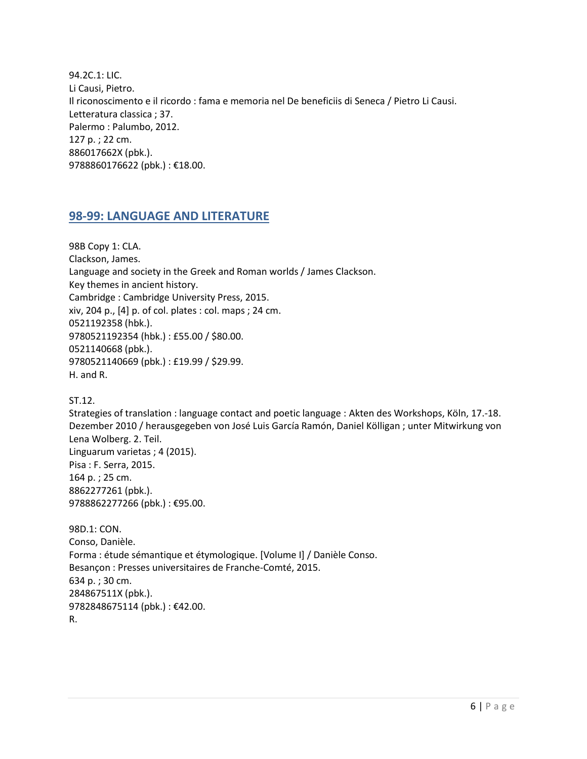94.2C.1: LIC.
Li Causi, Pietro.
Il riconoscimento e il ricordo : fama e memoria nel De beneficiis di Seneca / Pietro Li Causi.
Letteratura classica ; 37.
Palermo : Palumbo, 2012.
127 p. ; 22 cm.
886017662X (pbk.).
9788860176622 (pbk.) : €18.00.

## 98-99: LANGUAGE AND LITERATURE

98B Copy 1: CLA.
Clackson, James.
Language and society in the Greek and Roman worlds / James Clackson.
Key themes in ancient history.
Cambridge : Cambridge University Press, 2015.
xiv, 204 p., [4] p. of col. plates : col. maps ; 24 cm.
0521192358 (hbk.).
9780521192354 (hbk.) : £55.00 / $80.00.
0521140668 (pbk.).
9780521140669 (pbk.) : £19.99 / $29.99.
H. and R.

ST.12.
Strategies of translation : language contact and poetic language : Akten des Workshops, Köln, 17.-18. Dezember 2010 / herausgegeben von José Luis García Ramón, Daniel Kölligan ; unter Mitwirkung von Lena Wolberg. 2. Teil.
Linguarum varietas ; 4 (2015).
Pisa : F. Serra, 2015.
164 p. ; 25 cm.
8862277261 (pbk.).
9788862277266 (pbk.) : €95.00.

98D.1: CON.
Conso, Danièle.
Forma : étude sémantique et étymologique. [Volume I] / Danièle Conso.
Besançon : Presses universitaires de Franche-Comté, 2015.
634 p. ; 30 cm.
284867511X (pbk.).
9782848675114 (pbk.) : €42.00.
R.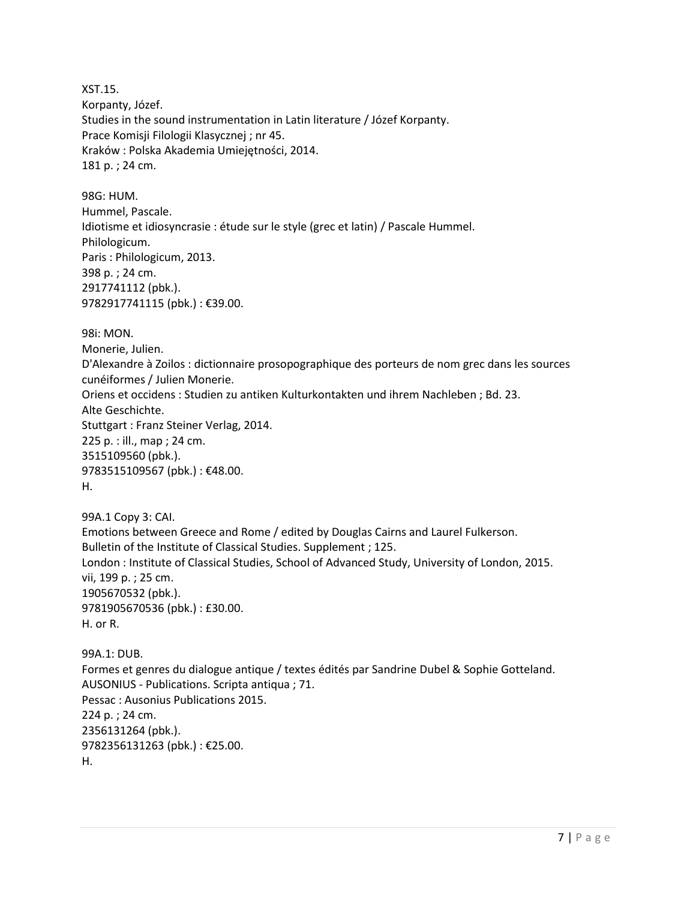XST.15.
Korpanty, Józef.
Studies in the sound instrumentation in Latin literature / Józef Korpanty.
Prace Komisji Filologii Klasycznej ; nr 45.
Kraków : Polska Akademia Umiejętności, 2014.
181 p. ; 24 cm.

98G: HUM.
Hummel, Pascale.
Idiotisme et idiosyncrasie : étude sur le style (grec et latin) / Pascale Hummel.
Philologicum.
Paris : Philologicum, 2013.
398 p. ; 24 cm.
2917741112 (pbk.).
9782917741115 (pbk.) : €39.00.

98i: MON.
Monerie, Julien.
D'Alexandre à Zoilos : dictionnaire prosopographique des porteurs de nom grec dans les sources cunéiformes / Julien Monerie.
Oriens et occidens : Studien zu antiken Kulturkontakten und ihrem Nachleben ; Bd. 23.
Alte Geschichte.
Stuttgart : Franz Steiner Verlag, 2014.
225 p. : ill., map ; 24 cm.
3515109560 (pbk.).
9783515109567 (pbk.) : €48.00.
H.

99A.1 Copy 3: CAI.
Emotions between Greece and Rome / edited by Douglas Cairns and Laurel Fulkerson.
Bulletin of the Institute of Classical Studies. Supplement ; 125.
London : Institute of Classical Studies, School of Advanced Study, University of London, 2015.
vii, 199 p. ; 25 cm.
1905670532 (pbk.).
9781905670536 (pbk.) : £30.00.
H. or R.

99A.1: DUB.
Formes et genres du dialogue antique / textes édités par Sandrine Dubel & Sophie Gotteland.
AUSONIUS - Publications. Scripta antiqua ; 71.
Pessac : Ausonius Publications 2015.
224 p. ; 24 cm.
2356131264 (pbk.).
9782356131263 (pbk.) : €25.00.
H.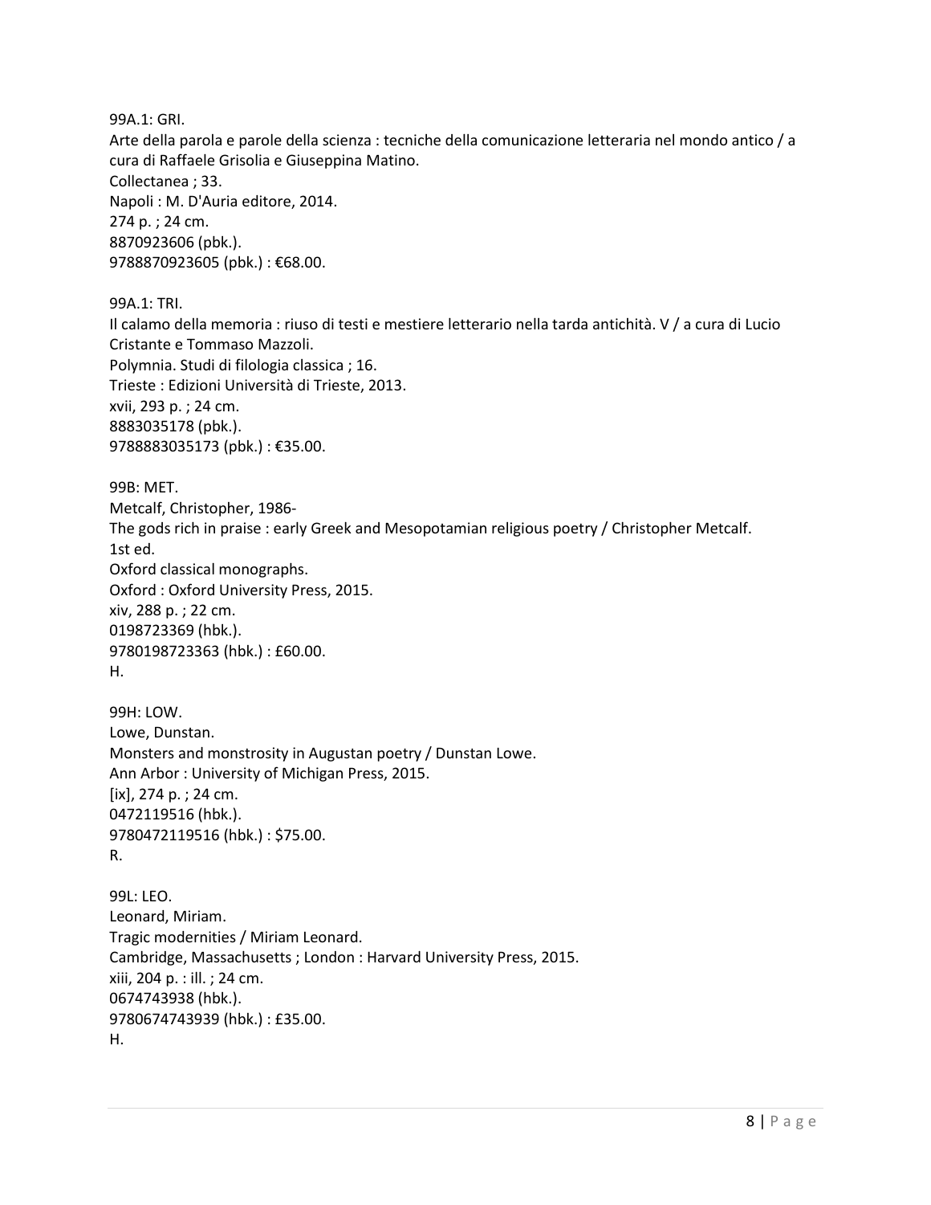99A.1: GRI.
Arte della parola e parole della scienza : tecniche della comunicazione letteraria nel mondo antico / a cura di Raffaele Grisolia e Giuseppina Matino.
Collectanea ; 33.
Napoli : M. D'Auria editore, 2014.
274 p. ; 24 cm.
8870923606 (pbk.).
9788870923605 (pbk.) : €68.00.

99A.1: TRI.
Il calamo della memoria : riuso di testi e mestiere letterario nella tarda antichità. V / a cura di Lucio Cristante e Tommaso Mazzoli.
Polymnia. Studi di filologia classica ; 16.
Trieste : Edizioni Università di Trieste, 2013.
xvii, 293 p. ; 24 cm.
8883035178 (pbk.).
9788883035173 (pbk.) : €35.00.

99B: MET.
Metcalf, Christopher, 1986-
The gods rich in praise : early Greek and Mesopotamian religious poetry / Christopher Metcalf.
1st ed.
Oxford classical monographs.
Oxford : Oxford University Press, 2015.
xiv, 288 p. ; 22 cm.
0198723369 (hbk.).
9780198723363 (hbk.) : £60.00.
H.

99H: LOW.
Lowe, Dunstan.
Monsters and monstrosity in Augustan poetry / Dunstan Lowe.
Ann Arbor : University of Michigan Press, 2015.
[ix], 274 p. ; 24 cm.
0472119516 (hbk.).
9780472119516 (hbk.) : $75.00.
R.

99L: LEO.
Leonard, Miriam.
Tragic modernities / Miriam Leonard.
Cambridge, Massachusetts ; London : Harvard University Press, 2015.
xiii, 204 p. : ill. ; 24 cm.
0674743938 (hbk.).
9780674743939 (hbk.) : £35.00.
H.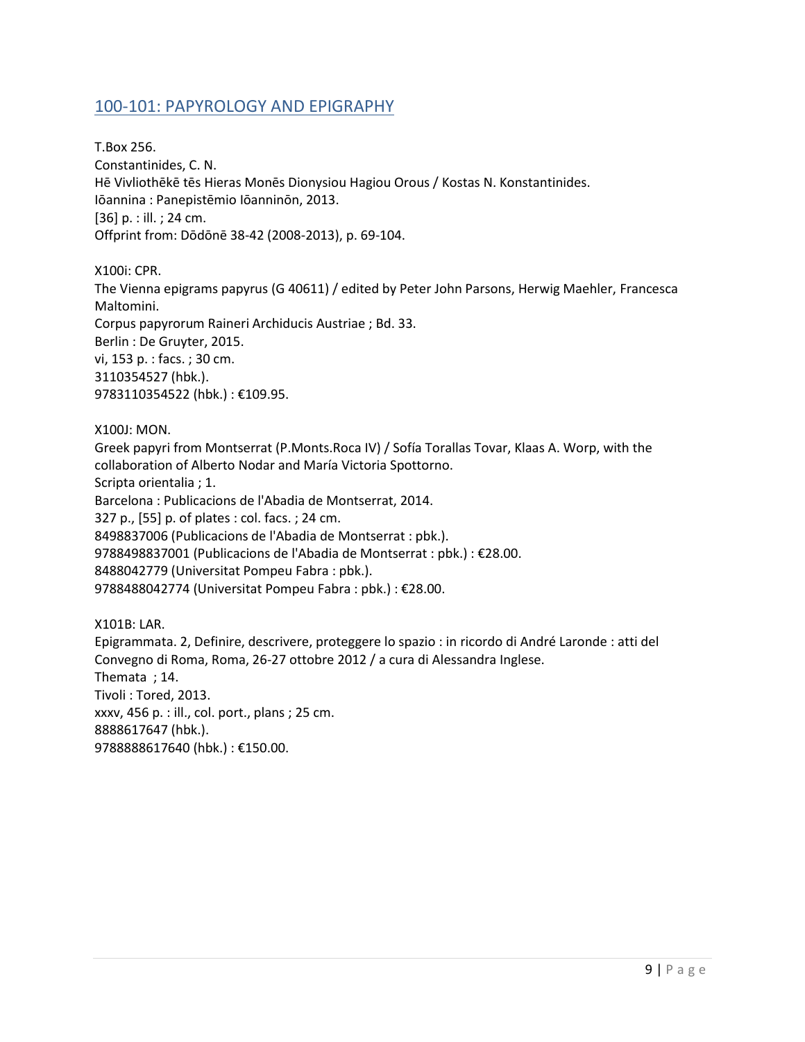## 100-101: PAPYROLOGY AND EPIGRAPHY

T.Box 256.
Constantinides, C. N.
Hē Vivliothēkē tēs Hieras Monēs Dionysiou Hagiou Orous / Kostas N. Konstantinides.
Iōannina : Panepistēmio Iōanninōn, 2013.
[36] p. : ill. ; 24 cm.
Offprint from: Dōdōnē 38-42 (2008-2013), p. 69-104.

X100i: CPR.
The Vienna epigrams papyrus (G 40611) / edited by Peter John Parsons, Herwig Maehler, Francesca Maltomini.
Corpus papyrorum Raineri Archiducis Austriae ; Bd. 33.
Berlin : De Gruyter, 2015.
vi, 153 p. : facs. ; 30 cm.
3110354527 (hbk.).
9783110354522 (hbk.) : €109.95.

X100J: MON.
Greek papyri from Montserrat (P.Monts.Roca IV) / Sofía Torallas Tovar, Klaas A. Worp, with the collaboration of Alberto Nodar and María Victoria Spottorno.
Scripta orientalia ; 1.
Barcelona : Publicacions de l'Abadia de Montserrat, 2014.
327 p., [55] p. of plates : col. facs. ; 24 cm.
8498837006 (Publicacions de l'Abadia de Montserrat : pbk.).
9788498837001 (Publicacions de l'Abadia de Montserrat : pbk.) : €28.00.
8488042779 (Universitat Pompeu Fabra : pbk.).
9788488042774 (Universitat Pompeu Fabra : pbk.) : €28.00.

X101B: LAR.
Epigrammata. 2, Definire, descrivere, proteggere lo spazio : in ricordo di André Laronde : atti del Convegno di Roma, Roma, 26-27 ottobre 2012 / a cura di Alessandra Inglese.
Themata ; 14.
Tivoli : Tored, 2013.
xxxv, 456 p. : ill., col. port., plans ; 25 cm.
8888617647 (hbk.).
9788888617640 (hbk.) : €150.00.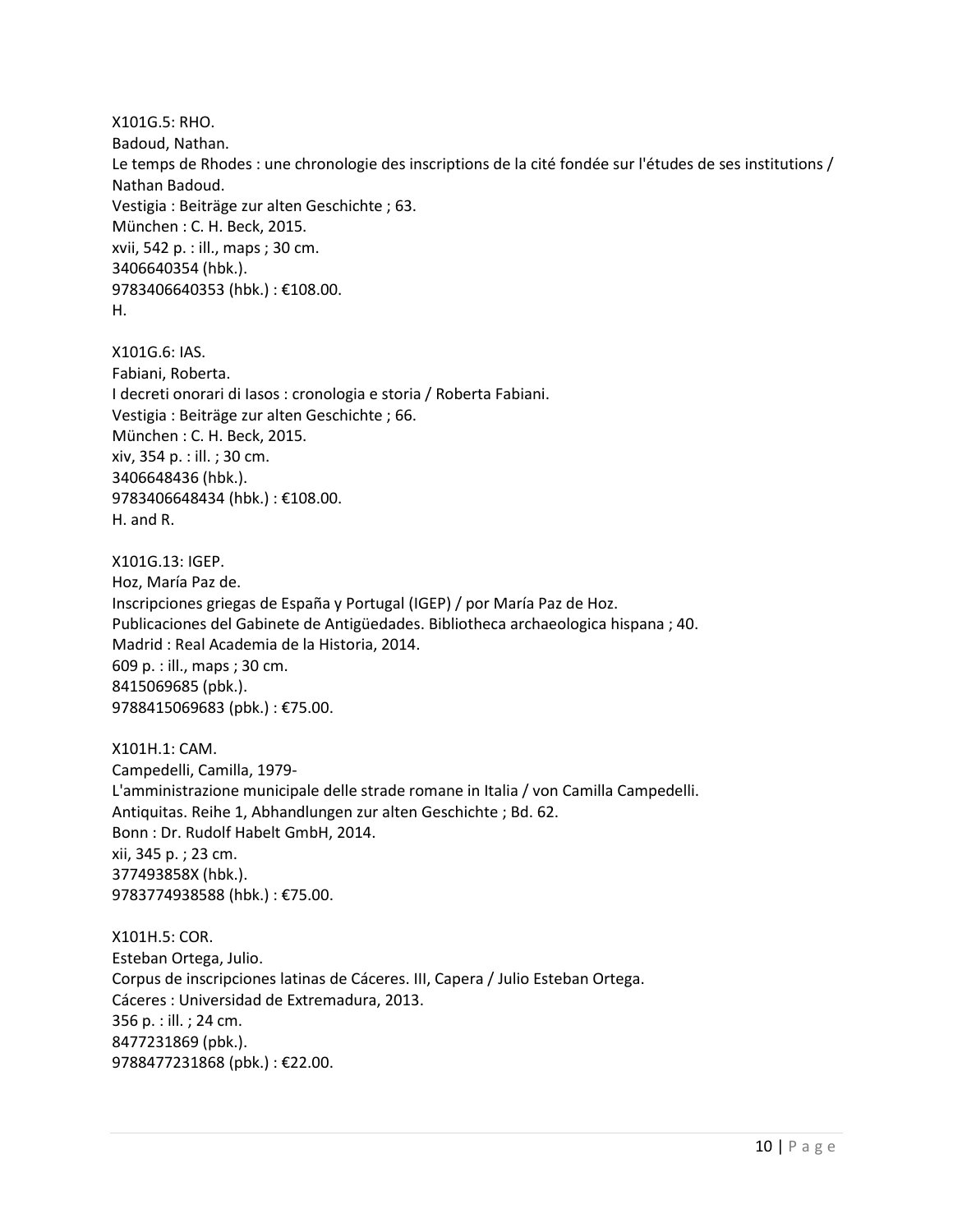X101G.5: RHO.
Badoud, Nathan.
Le temps de Rhodes : une chronologie des inscriptions de la cité fondée sur l'études de ses institutions / Nathan Badoud.
Vestigia : Beiträge zur alten Geschichte ; 63.
München : C. H. Beck, 2015.
xvii, 542 p. : ill., maps ; 30 cm.
3406640354 (hbk.).
9783406640353 (hbk.) : €108.00.
H.

X101G.6: IAS.
Fabiani, Roberta.
I decreti onorari di Iasos : cronologia e storia / Roberta Fabiani.
Vestigia : Beiträge zur alten Geschichte ; 66.
München : C. H. Beck, 2015.
xiv, 354 p. : ill. ; 30 cm.
3406648436 (hbk.).
9783406648434 (hbk.) : €108.00.
H. and R.

X101G.13: IGEP.
Hoz, María Paz de.
Inscripciones griegas de España y Portugal (IGEP) / por María Paz de Hoz.
Publicaciones del Gabinete de Antigüedades. Bibliotheca archaeologica hispana ; 40.
Madrid : Real Academia de la Historia, 2014.
609 p. : ill., maps ; 30 cm.
8415069685 (pbk.).
9788415069683 (pbk.) : €75.00.

X101H.1: CAM.
Campedelli, Camilla, 1979-
L'amministrazione municipale delle strade romane in Italia / von Camilla Campedelli.
Antiquitas. Reihe 1, Abhandlungen zur alten Geschichte ; Bd. 62.
Bonn : Dr. Rudolf Habelt GmbH, 2014.
xii, 345 p. ; 23 cm.
377493858X (hbk.).
9783774938588 (hbk.) : €75.00.

X101H.5: COR.
Esteban Ortega, Julio.
Corpus de inscripciones latinas de Cáceres. III, Capera / Julio Esteban Ortega.
Cáceres : Universidad de Extremadura, 2013.
356 p. : ill. ; 24 cm.
8477231869 (pbk.).
9788477231868 (pbk.) : €22.00.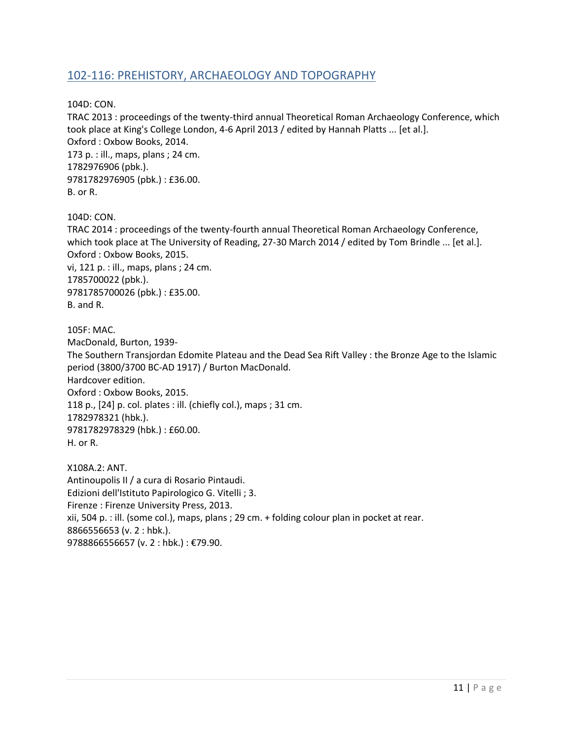## 102-116: PREHISTORY, ARCHAEOLOGY AND TOPOGRAPHY

104D: CON.
TRAC 2013 : proceedings of the twenty-third annual Theoretical Roman Archaeology Conference, which took place at King's College London, 4-6 April 2013 / edited by Hannah Platts ... [et al.].
Oxford : Oxbow Books, 2014.
173 p. : ill., maps, plans ; 24 cm.
1782976906 (pbk.).
9781782976905 (pbk.) : £36.00.
B. or R.

104D: CON.
TRAC 2014 : proceedings of the twenty-fourth annual Theoretical Roman Archaeology Conference, which took place at The University of Reading, 27-30 March 2014 / edited by Tom Brindle ... [et al.].
Oxford : Oxbow Books, 2015.
vi, 121 p. : ill., maps, plans ; 24 cm.
1785700022 (pbk.).
9781785700026 (pbk.) : £35.00.
B. and R.

105F: MAC.
MacDonald, Burton, 1939-
The Southern Transjordan Edomite Plateau and the Dead Sea Rift Valley : the Bronze Age to the Islamic period (3800/3700 BC-AD 1917) / Burton MacDonald.
Hardcover edition.
Oxford : Oxbow Books, 2015.
118 p., [24] p. col. plates : ill. (chiefly col.), maps ; 31 cm.
1782978321 (hbk.).
9781782978329 (hbk.) : £60.00.
H. or R.

X108A.2: ANT.
Antinoupolis II / a cura di Rosario Pintaudi.
Edizioni dell'Istituto Papirologico G. Vitelli ; 3.
Firenze : Firenze University Press, 2013.
xii, 504 p. : ill. (some col.), maps, plans ; 29 cm. + folding colour plan in pocket at rear.
8866556653 (v. 2 : hbk.).
9788866556657 (v. 2 : hbk.) : €79.90.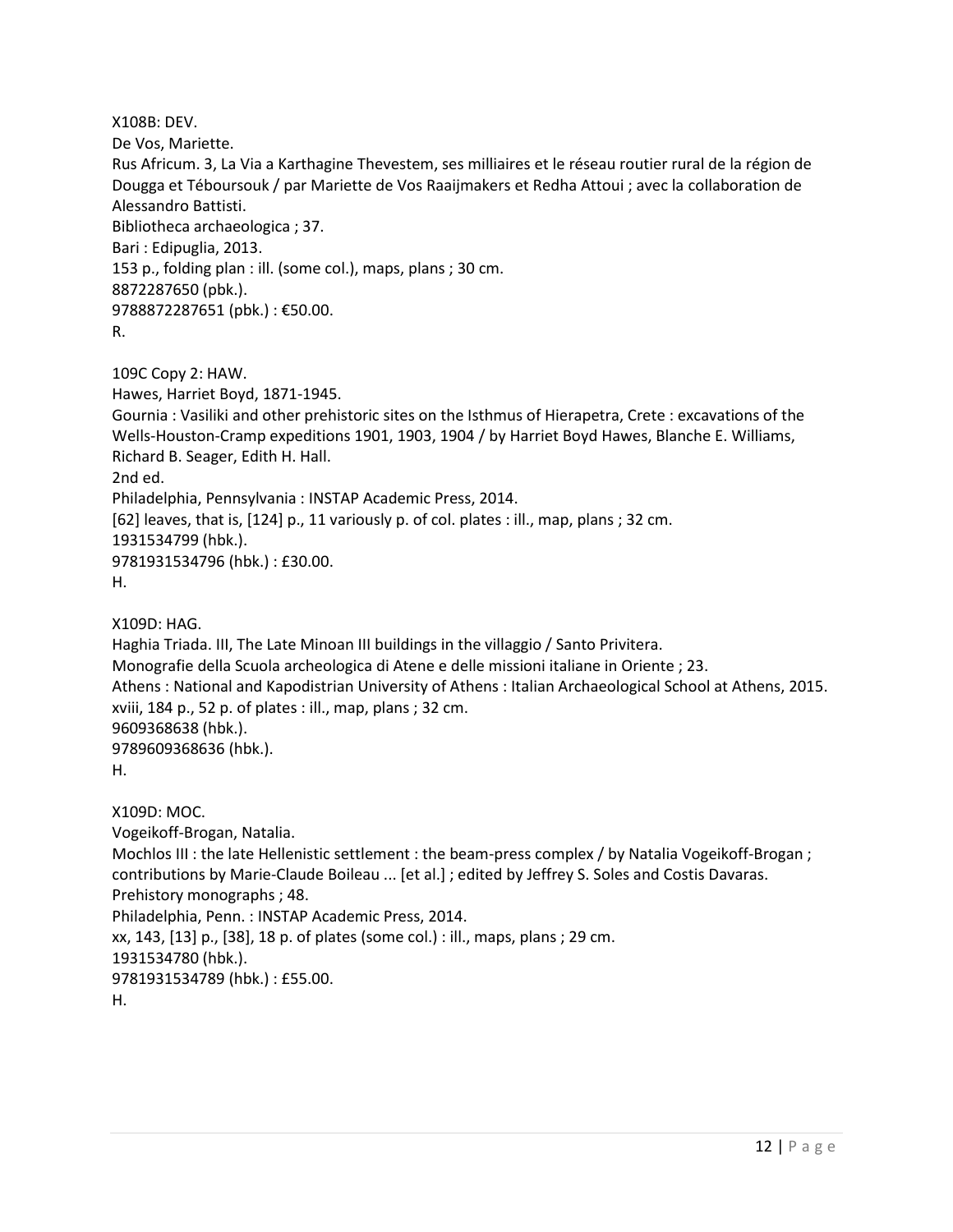X108B: DEV.
De Vos, Mariette.
Rus Africum. 3, La Via a Karthagine Thevestem, ses milliaires et le réseau routier rural de la région de Dougga et Téboursouk / par Mariette de Vos Raaijmakers et Redha Attoui ; avec la collaboration de Alessandro Battisti.
Bibliotheca archaeologica ; 37.
Bari : Edipuglia, 2013.
153 p., folding plan : ill. (some col.), maps, plans ; 30 cm.
8872287650 (pbk.).
9788872287651 (pbk.) : €50.00.
R.

109C Copy 2: HAW.
Hawes, Harriet Boyd, 1871-1945.
Gournia : Vasiliki and other prehistoric sites on the Isthmus of Hierapetra, Crete : excavations of the Wells-Houston-Cramp expeditions 1901, 1903, 1904 / by Harriet Boyd Hawes, Blanche E. Williams, Richard B. Seager, Edith H. Hall.
2nd ed.
Philadelphia, Pennsylvania : INSTAP Academic Press, 2014.
[62] leaves, that is, [124] p., 11 variously p. of col. plates : ill., map, plans ; 32 cm.
1931534799 (hbk.).
9781931534796 (hbk.) : £30.00.
H.

X109D: HAG.
Haghia Triada. III, The Late Minoan III buildings in the villaggio / Santo Privitera.
Monografie della Scuola archeologica di Atene e delle missioni italiane in Oriente ; 23.
Athens : National and Kapodistrian University of Athens : Italian Archaeological School at Athens, 2015.
xviii, 184 p., 52 p. of plates : ill., map, plans ; 32 cm.
9609368638 (hbk.).
9789609368636 (hbk.).
H.

X109D: MOC.
Vogeikoff-Brogan, Natalia.
Mochlos III : the late Hellenistic settlement : the beam-press complex / by Natalia Vogeikoff-Brogan ; contributions by Marie-Claude Boileau ... [et al.] ; edited by Jeffrey S. Soles and Costis Davaras.
Prehistory monographs ; 48.
Philadelphia, Penn. : INSTAP Academic Press, 2014.
xx, 143, [13] p., [38], 18 p. of plates (some col.) : ill., maps, plans ; 29 cm.
1931534780 (hbk.).
9781931534789 (hbk.) : £55.00.
H.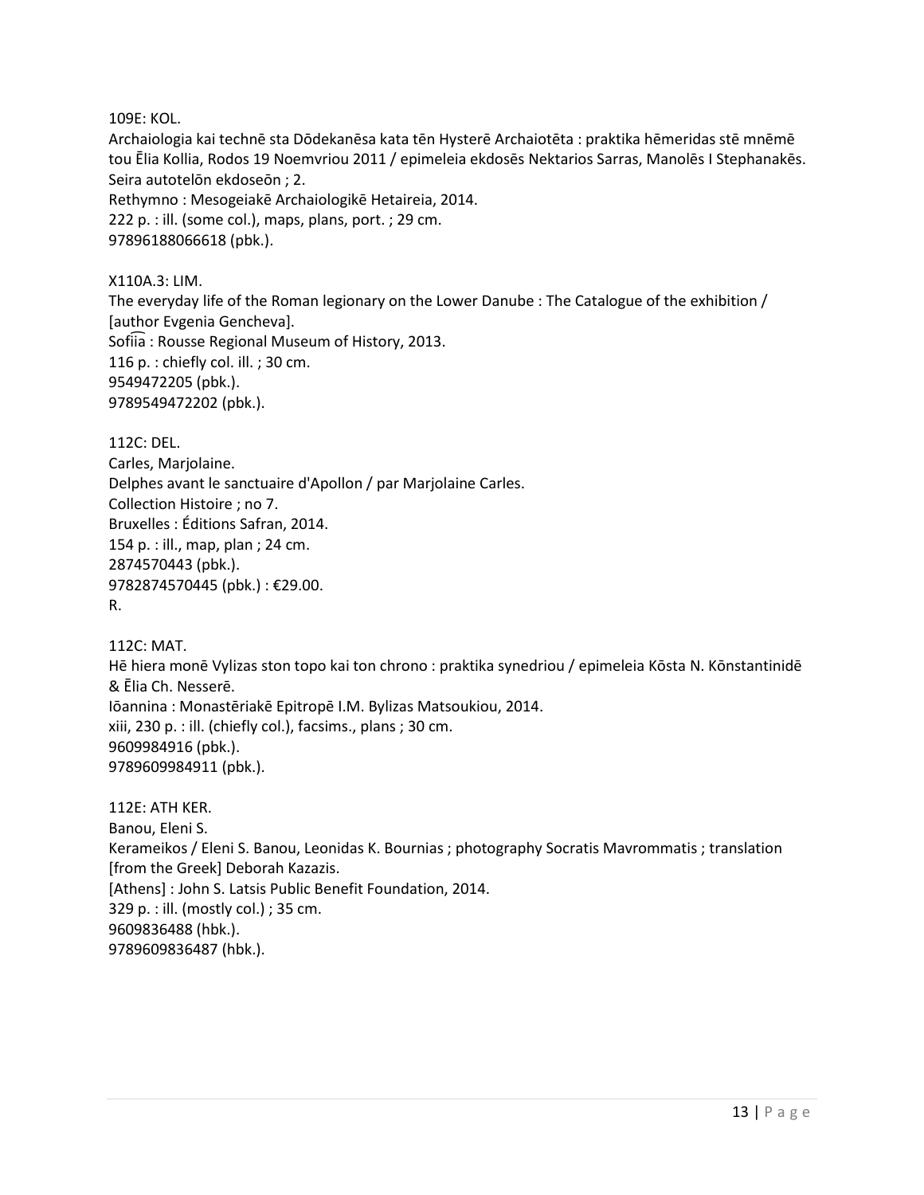109E: KOL.
Archaiologia kai technē sta Dōdekanēsa kata tēn Hysterē Archaiotēta : praktika hēmeridas stē mnēmē tou Ēlia Kollia, Rodos 19 Noemvriou 2011 / epimeleia ekdosēs Nektarios Sarras, Manolēs I Stephanakēs.
Seira autotelōn ekdoseōn ; 2.
Rethymno : Mesogeiakē Archaiologikē Hetaireia, 2014.
222 p. : ill. (some col.), maps, plans, port. ; 29 cm.
97896188066618 (pbk.).

X110A.3: LIM.
The everyday life of the Roman legionary on the Lower Danube : The Catalogue of the exhibition / [author Evgenia Gencheva].
Sofii͡a : Rousse Regional Museum of History, 2013.
116 p. : chiefly col. ill. ; 30 cm.
9549472205 (pbk.).
9789549472202 (pbk.).

112C: DEL.
Carles, Marjolaine.
Delphes avant le sanctuaire d'Apollon / par Marjolaine Carles.
Collection Histoire ; no 7.
Bruxelles : Éditions Safran, 2014.
154 p. : ill., map, plan ; 24 cm.
2874570443 (pbk.).
9782874570445 (pbk.) : €29.00.
R.

112C: MAT.
Hē hiera monē Vylizas ston topo kai ton chrono : praktika synedriou / epimeleia Kōsta N. Kōnstantinidē & Ēlia Ch. Nesserē.
Iōannina : Monastēriakē Epitropē I.M. Bylizas Matsoukiou, 2014.
xiii, 230 p. : ill. (chiefly col.), facsims., plans ; 30 cm.
9609984916 (pbk.).
9789609984911 (pbk.).

112E: ATH KER.
Banou, Eleni S.
Kerameikos / Eleni S. Banou, Leonidas K. Bournias ; photography Socratis Mavrommatis ; translation [from the Greek] Deborah Kazazis.
[Athens] : John S. Latsis Public Benefit Foundation, 2014.
329 p. : ill. (mostly col.) ; 35 cm.
9609836488 (hbk.).
9789609836487 (hbk.).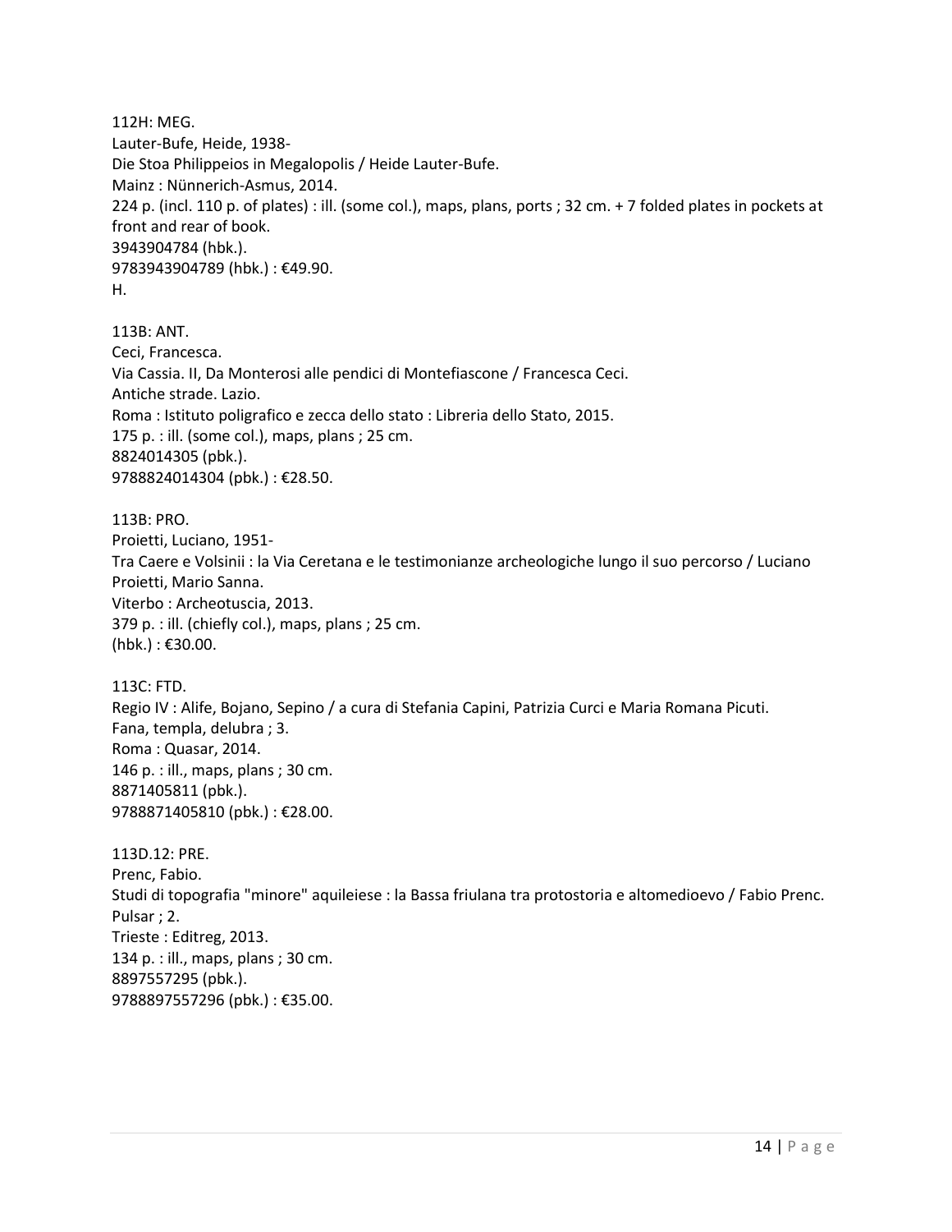112H: MEG.
Lauter-Bufe, Heide, 1938-
Die Stoa Philippeios in Megalopolis / Heide Lauter-Bufe.
Mainz : Nünnerich-Asmus, 2014.
224 p. (incl. 110 p. of plates) : ill. (some col.), maps, plans, ports ; 32 cm. + 7 folded plates in pockets at front and rear of book.
3943904784 (hbk.).
9783943904789 (hbk.) : €49.90.
H.

113B: ANT.
Ceci, Francesca.
Via Cassia. II, Da Monterosi alle pendici di Montefiascone / Francesca Ceci.
Antiche strade. Lazio.
Roma : Istituto poligrafico e zecca dello stato : Libreria dello Stato, 2015.
175 p. : ill. (some col.), maps, plans ; 25 cm.
8824014305 (pbk.).
9788824014304 (pbk.) : €28.50.

113B: PRO.
Proietti, Luciano, 1951-
Tra Caere e Volsinii : la Via Ceretana e le testimonianze archeologiche lungo il suo percorso / Luciano Proietti, Mario Sanna.
Viterbo : Archeotuscia, 2013.
379 p. : ill. (chiefly col.), maps, plans ; 25 cm.
(hbk.) : €30.00.

113C: FTD.
Regio IV : Alife, Bojano, Sepino / a cura di Stefania Capini, Patrizia Curci e Maria Romana Picuti.
Fana, templa, delubra ; 3.
Roma : Quasar, 2014.
146 p. : ill., maps, plans ; 30 cm.
8871405811 (pbk.).
9788871405810 (pbk.) : €28.00.

113D.12: PRE.
Prenc, Fabio.
Studi di topografia "minore" aquileiese : la Bassa friulana tra protostoria e altomedioevo / Fabio Prenc.
Pulsar ; 2.
Trieste : Editreg, 2013.
134 p. : ill., maps, plans ; 30 cm.
8897557295 (pbk.).
9788897557296 (pbk.) : €35.00.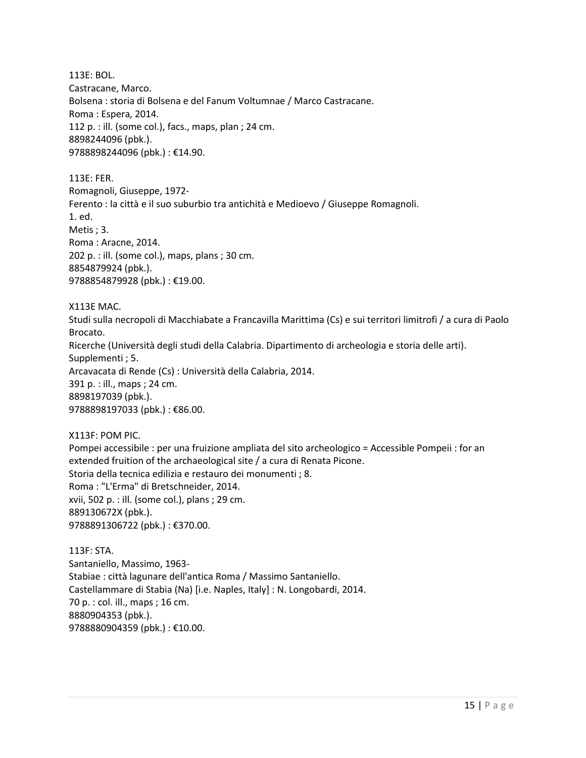113E: BOL.
Castracane, Marco.
Bolsena : storia di Bolsena e del Fanum Voltumnae / Marco Castracane.
Roma : Espera, 2014.
112 p. : ill. (some col.), facs., maps, plan ; 24 cm.
8898244096 (pbk.).
9788898244096 (pbk.) : €14.90.

113E: FER.
Romagnoli, Giuseppe, 1972-
Ferento : la città e il suo suburbio tra antichità e Medioevo / Giuseppe Romagnoli.
1. ed.
Metis ; 3.
Roma : Aracne, 2014.
202 p. : ill. (some col.), maps, plans ; 30 cm.
8854879924 (pbk.).
9788854879928 (pbk.) : €19.00.

X113E MAC.
Studi sulla necropoli di Macchiabate a Francavilla Marittima (Cs) e sui territori limitrofi / a cura di Paolo Brocato.
Ricerche (Università degli studi della Calabria. Dipartimento di archeologia e storia delle arti). Supplementi ; 5.
Arcavacata di Rende (Cs) : Università della Calabria, 2014.
391 p. : ill., maps ; 24 cm.
8898197039 (pbk.).
9788898197033 (pbk.) : €86.00.

X113F: POM PIC.
Pompei accessibile : per una fruizione ampliata del sito archeologico = Accessible Pompeii : for an extended fruition of the archaeological site / a cura di Renata Picone.
Storia della tecnica edilizia e restauro dei monumenti ; 8.
Roma : "L'Erma" di Bretschneider, 2014.
xvii, 502 p. : ill. (some col.), plans ; 29 cm.
889130672X (pbk.).
9788891306722 (pbk.) : €370.00.

113F: STA.
Santaniello, Massimo, 1963-
Stabiae : città lagunare dell'antica Roma / Massimo Santaniello.
Castellammare di Stabia (Na) [i.e. Naples, Italy] : N. Longobardi, 2014.
70 p. : col. ill., maps ; 16 cm.
8880904353 (pbk.).
9788880904359 (pbk.) : €10.00.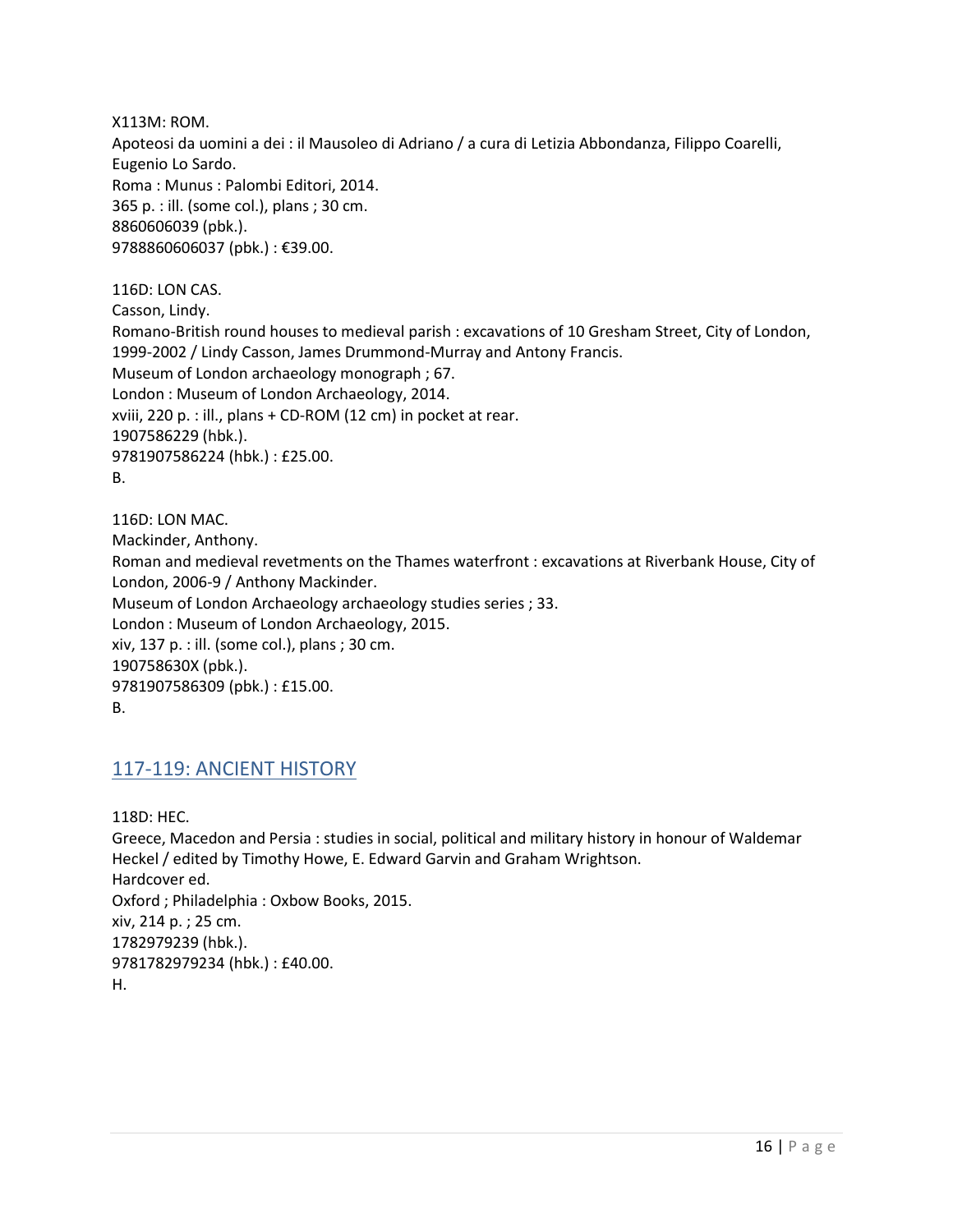X113M: ROM.
Apoteosi da uomini a dei : il Mausoleo di Adriano / a cura di Letizia Abbondanza, Filippo Coarelli, Eugenio Lo Sardo.
Roma : Munus : Palombi Editori, 2014.
365 p. : ill. (some col.), plans ; 30 cm.
8860606039 (pbk.).
9788860606037 (pbk.) : €39.00.

116D: LON CAS.
Casson, Lindy.
Romano-British round houses to medieval parish : excavations of 10 Gresham Street, City of London, 1999-2002 / Lindy Casson, James Drummond-Murray and Antony Francis.
Museum of London archaeology monograph ; 67.
London : Museum of London Archaeology, 2014.
xviii, 220 p. : ill., plans + CD-ROM (12 cm) in pocket at rear.
1907586229 (hbk.).
9781907586224 (hbk.) : £25.00.
B.

116D: LON MAC.
Mackinder, Anthony.
Roman and medieval revetments on the Thames waterfront : excavations at Riverbank House, City of London, 2006-9 / Anthony Mackinder.
Museum of London Archaeology archaeology studies series ; 33.
London : Museum of London Archaeology, 2015.
xiv, 137 p. : ill. (some col.), plans ; 30 cm.
190758630X (pbk.).
9781907586309 (pbk.) : £15.00.
B.

## 117-119: ANCIENT HISTORY

118D: HEC.
Greece, Macedon and Persia : studies in social, political and military history in honour of Waldemar Heckel / edited by Timothy Howe, E. Edward Garvin and Graham Wrightson.
Hardcover ed.
Oxford ; Philadelphia : Oxbow Books, 2015.
xiv, 214 p. ; 25 cm.
1782979239 (hbk.).
9781782979234 (hbk.) : £40.00.
H.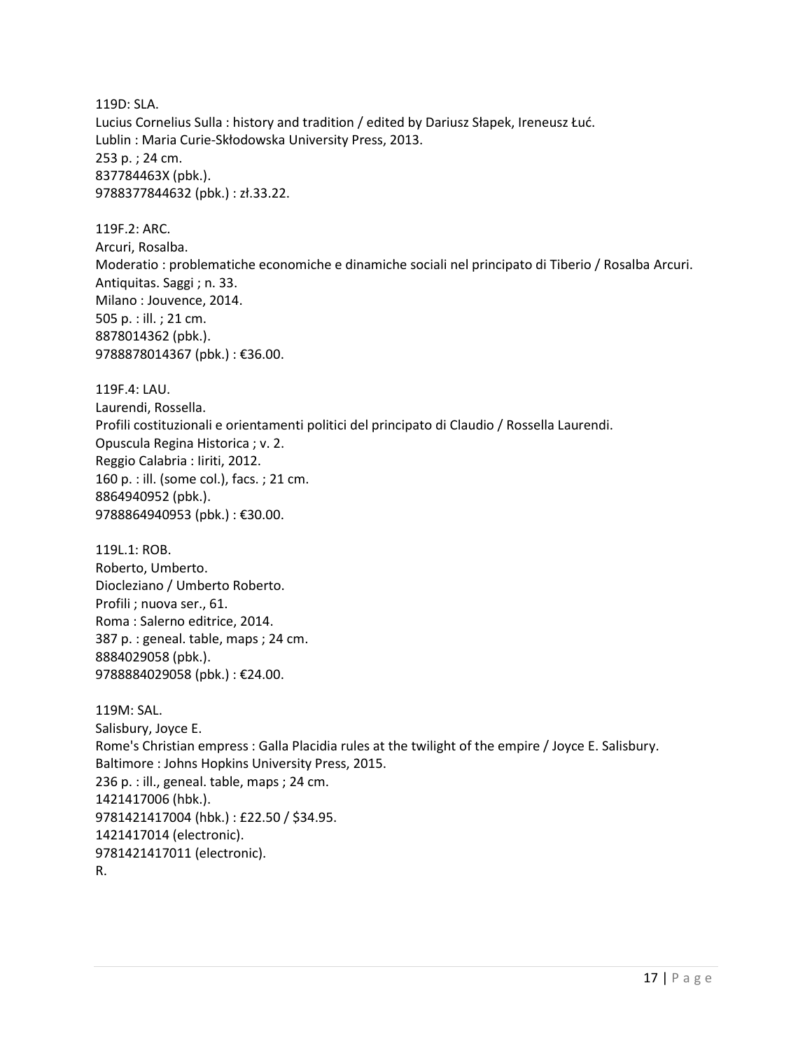119D: SLA.
Lucius Cornelius Sulla : history and tradition / edited by Dariusz Słapek, Ireneusz Łuć.
Lublin : Maria Curie-Skłodowska University Press, 2013.
253 p. ; 24 cm.
837784463X (pbk.).
9788377844632 (pbk.) : zł.33.22.

119F.2: ARC.
Arcuri, Rosalba.
Moderatio : problematiche economiche e dinamiche sociali nel principato di Tiberio / Rosalba Arcuri.
Antiquitas. Saggi ; n. 33.
Milano : Jouvence, 2014.
505 p. : ill. ; 21 cm.
8878014362 (pbk.).
9788878014367 (pbk.) : €36.00.

119F.4: LAU.
Laurendi, Rossella.
Profili costituzionali e orientamenti politici del principato di Claudio / Rossella Laurendi.
Opuscula Regina Historica ; v. 2.
Reggio Calabria : Iiriti, 2012.
160 p. : ill. (some col.), facs. ; 21 cm.
8864940952 (pbk.).
9788864940953 (pbk.) : €30.00.

119L.1: ROB.
Roberto, Umberto.
Diocleziano / Umberto Roberto.
Profili ; nuova ser., 61.
Roma : Salerno editrice, 2014.
387 p. : geneal. table, maps ; 24 cm.
8884029058 (pbk.).
9788884029058 (pbk.) : €24.00.

119M: SAL.
Salisbury, Joyce E.
Rome's Christian empress : Galla Placidia rules at the twilight of the empire / Joyce E. Salisbury.
Baltimore : Johns Hopkins University Press, 2015.
236 p. : ill., geneal. table, maps ; 24 cm.
1421417006 (hbk.).
9781421417004 (hbk.) : £22.50 / $34.95.
1421417014 (electronic).
9781421417011 (electronic).
R.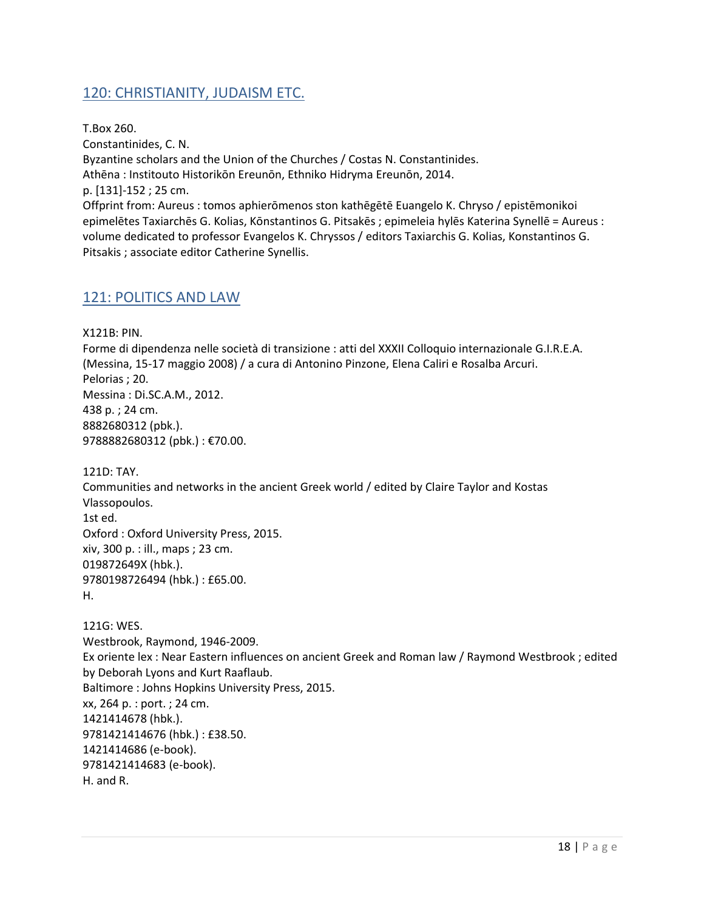## 120: CHRISTIANITY, JUDAISM ETC.

T.Box 260.
Constantinides, C. N.
Byzantine scholars and the Union of the Churches / Costas N. Constantinides.
Athēna : Institouto Historikōn Ereunōn, Ethniko Hidryma Ereunōn, 2014.
p. [131]-152 ; 25 cm.
Offprint from: Aureus : tomos aphierōmenos ston kathēgētē Euangelo K. Chryso / epistēmonikoi epimelētes Taxiarchēs G. Kolias, Kōnstantinos G. Pitsakēs ; epimeleia hylēs Katerina Synellē = Aureus : volume dedicated to professor Evangelos K. Chryssos / editors Taxiarchis G. Kolias, Konstantinos G. Pitsakis ; associate editor Catherine Synellis.

## 121: POLITICS AND LAW

X121B: PIN.
Forme di dipendenza nelle società di transizione : atti del XXXII Colloquio internazionale G.I.R.E.A. (Messina, 15-17 maggio 2008) / a cura di Antonino Pinzone, Elena Caliri e Rosalba Arcuri.
Pelorias ; 20.
Messina : Di.SC.A.M., 2012.
438 p. ; 24 cm.
8882680312 (pbk.).
9788882680312 (pbk.) : €70.00.

121D: TAY.
Communities and networks in the ancient Greek world / edited by Claire Taylor and Kostas Vlassopoulos.
1st ed.
Oxford : Oxford University Press, 2015.
xiv, 300 p. : ill., maps ; 23 cm.
019872649X (hbk.).
9780198726494 (hbk.) : £65.00.
H.

121G: WES.
Westbrook, Raymond, 1946-2009.
Ex oriente lex : Near Eastern influences on ancient Greek and Roman law / Raymond Westbrook ; edited by Deborah Lyons and Kurt Raaflaub.
Baltimore : Johns Hopkins University Press, 2015.
xx, 264 p. : port. ; 24 cm.
1421414678 (hbk.).
9781421414676 (hbk.) : £38.50.
1421414686 (e-book).
9781421414683 (e-book).
H. and R.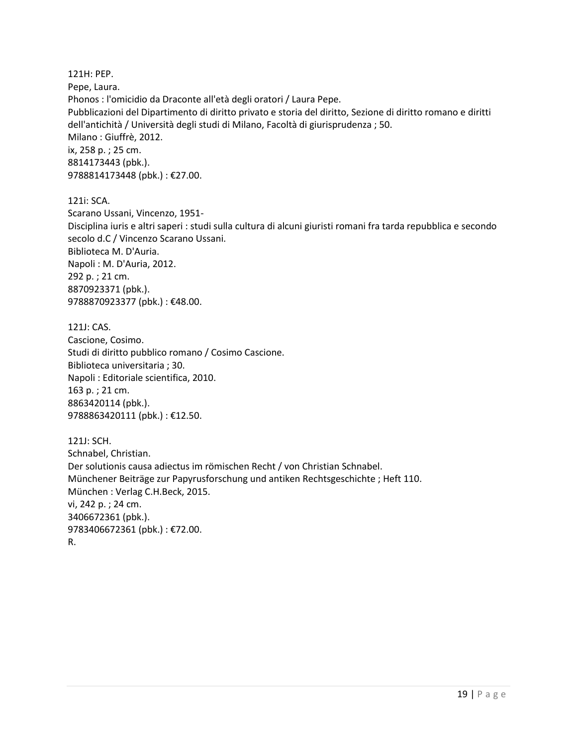121H: PEP.  
Pepe, Laura.  
Phonos : l'omicidio da Draconte all'età degli oratori / Laura Pepe.  
Pubblicazioni del Dipartimento di diritto privato e storia del diritto, Sezione di diritto romano e diritti dell'antichità / Università degli studi di Milano, Facoltà di giurisprudenza ; 50.  
Milano : Giuffrè, 2012.  
ix, 258 p. ; 25 cm.  
8814173443 (pbk.).  
9788814173448 (pbk.) : €27.00.

121i: SCA.  
Scarano Ussani, Vincenzo, 1951-  
Disciplina iuris e altri saperi : studi sulla cultura di alcuni giuristi romani fra tarda repubblica e secondo secolo d.C / Vincenzo Scarano Ussani.  
Biblioteca M. D'Auria.  
Napoli : M. D'Auria, 2012.  
292 p. ; 21 cm.  
8870923371 (pbk.).  
9788870923377 (pbk.) : €48.00.

121J: CAS.  
Cascione, Cosimo.  
Studi di diritto pubblico romano / Cosimo Cascione.  
Biblioteca universitaria ; 30.  
Napoli : Editoriale scientifica, 2010.  
163 p. ; 21 cm.  
8863420114 (pbk.).  
9788863420111 (pbk.) : €12.50.

121J: SCH.  
Schnabel, Christian.  
Der solutionis causa adiectus im römischen Recht / von Christian Schnabel.  
Münchener Beiträge zur Papyrusforschung und antiken Rechtsgeschichte ; Heft 110.  
München : Verlag C.H.Beck, 2015.  
vi, 242 p. ; 24 cm.  
3406672361 (pbk.).  
9783406672361 (pbk.) : €72.00.  
R.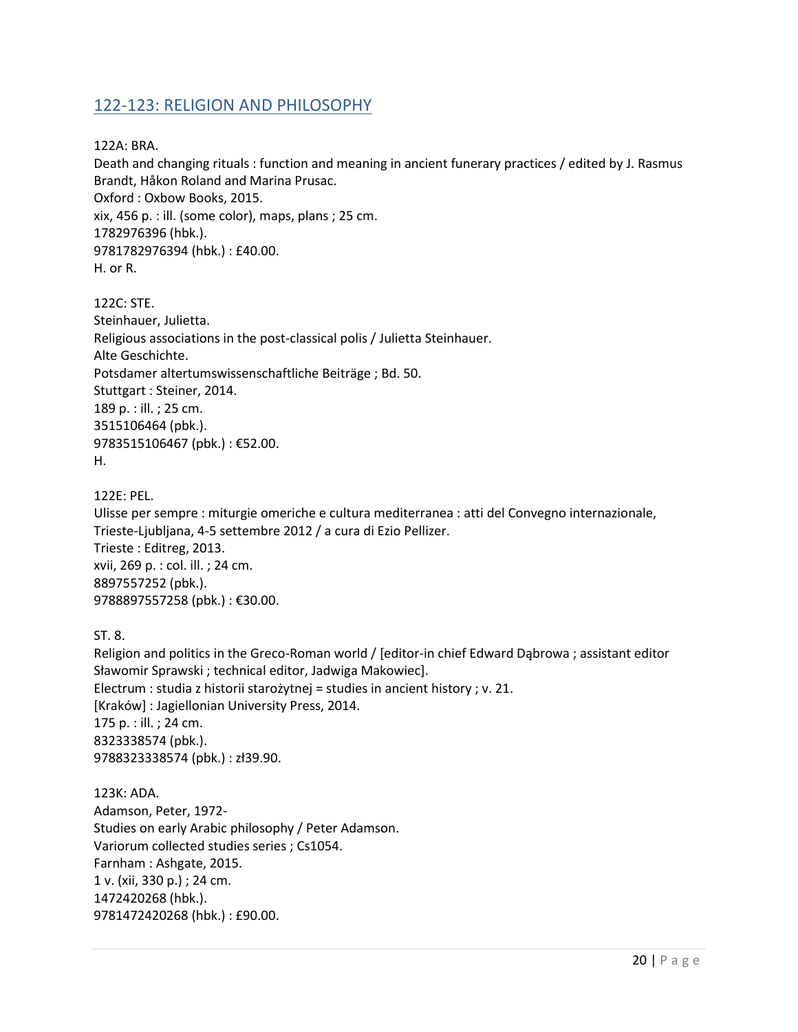## 122-123: RELIGION AND PHILOSOPHY

122A: BRA.
Death and changing rituals : function and meaning in ancient funerary practices / edited by J. Rasmus Brandt, Håkon Roland and Marina Prusac.
Oxford : Oxbow Books, 2015.
xix, 456 p. : ill. (some color), maps, plans ; 25 cm.
1782976396 (hbk.).
9781782976394 (hbk.) : £40.00.
H. or R.

122C: STE.
Steinhauer, Julietta.
Religious associations in the post-classical polis / Julietta Steinhauer.
Alte Geschichte.
Potsdamer altertumswissenschaftliche Beiträge ; Bd. 50.
Stuttgart : Steiner, 2014.
189 p. : ill. ; 25 cm.
3515106464 (pbk.).
9783515106467 (pbk.) : €52.00.
H.

122E: PEL.
Ulisse per sempre : miturgie omeriche e cultura mediterranea : atti del Convegno internazionale, Trieste-Ljubljana, 4-5 settembre 2012 / a cura di Ezio Pellizer.
Trieste : Editreg, 2013.
xvii, 269 p. : col. ill. ; 24 cm.
8897557252 (pbk.).
9788897557258 (pbk.) : €30.00.

ST. 8.
Religion and politics in the Greco-Roman world / [editor-in chief Edward Dąbrowa ; assistant editor Sławomir Sprawski ; technical editor, Jadwiga Makowiec].
Electrum : studia z historii starożytnej = studies in ancient history ; v. 21.
[Kraków] : Jagiellonian University Press, 2014.
175 p. : ill. ; 24 cm.
8323338574 (pbk.).
9788323338574 (pbk.) : zł39.90.

123K: ADA.
Adamson, Peter, 1972-
Studies on early Arabic philosophy / Peter Adamson.
Variorum collected studies series ; Cs1054.
Farnham : Ashgate, 2015.
1 v. (xii, 330 p.) ; 24 cm.
1472420268 (hbk.).
9781472420268 (hbk.) : £90.00.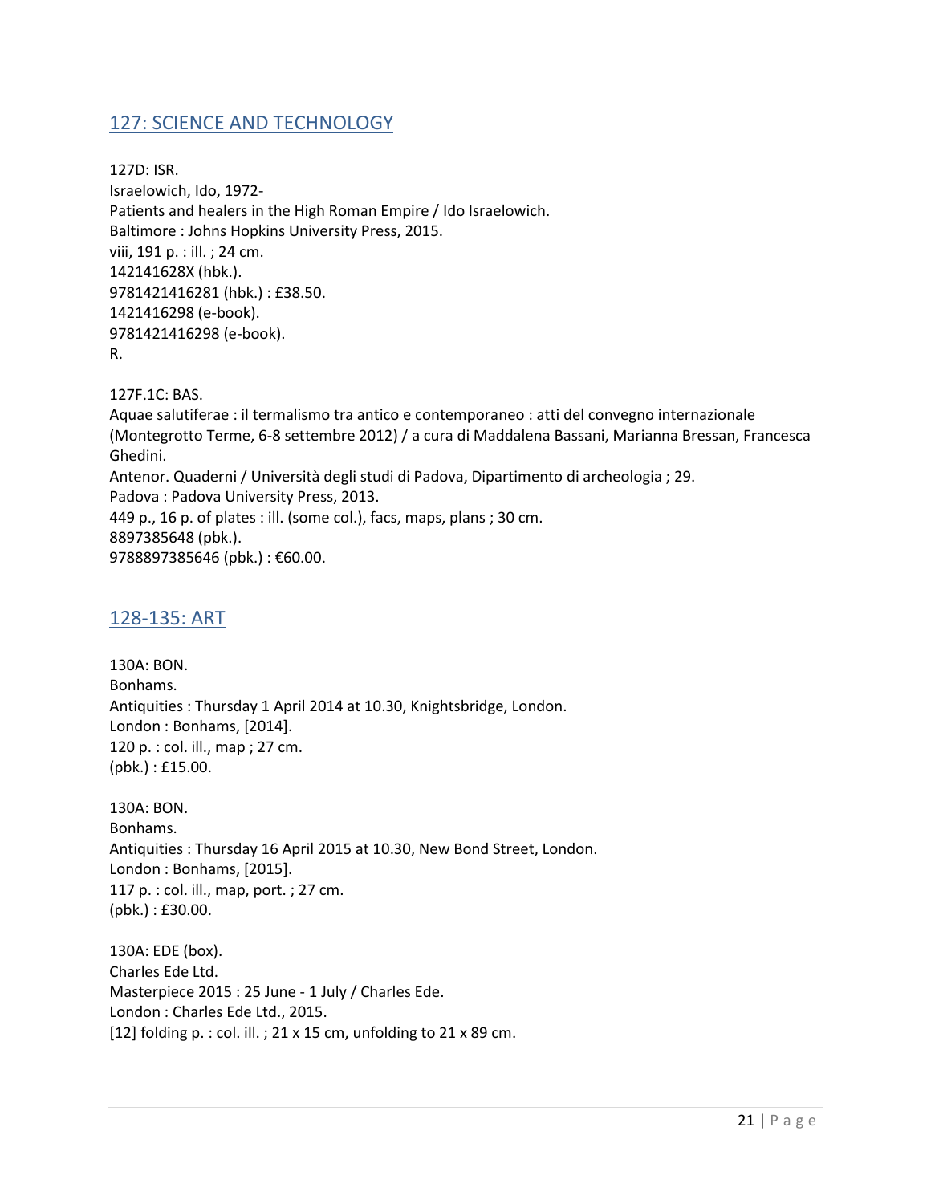## 127: SCIENCE AND TECHNOLOGY

127D: ISR.
Israelowich, Ido, 1972-
Patients and healers in the High Roman Empire / Ido Israelowich.
Baltimore : Johns Hopkins University Press, 2015.
viii, 191 p. : ill. ; 24 cm.
142141628X (hbk.).
9781421416281 (hbk.) : £38.50.
1421416298 (e-book).
9781421416298 (e-book).
R.

127F.1C: BAS.
Aquae salutiferae : il termalismo tra antico e contemporaneo : atti del convegno internazionale (Montegrotto Terme, 6-8 settembre 2012) / a cura di Maddalena Bassani, Marianna Bressan, Francesca Ghedini.
Antenor. Quaderni / Università degli studi di Padova, Dipartimento di archeologia ; 29.
Padova : Padova University Press, 2013.
449 p., 16 p. of plates : ill. (some col.), facs, maps, plans ; 30 cm.
8897385648 (pbk.).
9788897385646 (pbk.) : €60.00.

## 128-135: ART

130A: BON.
Bonhams.
Antiquities : Thursday 1 April 2014 at 10.30, Knightsbridge, London.
London : Bonhams, [2014].
120 p. : col. ill., map ; 27 cm.
(pbk.) : £15.00.

130A: BON.
Bonhams.
Antiquities : Thursday 16 April 2015 at 10.30, New Bond Street, London.
London : Bonhams, [2015].
117 p. : col. ill., map, port. ; 27 cm.
(pbk.) : £30.00.

130A: EDE (box).
Charles Ede Ltd.
Masterpiece 2015 : 25 June - 1 July / Charles Ede.
London : Charles Ede Ltd., 2015.
[12] folding p. : col. ill. ; 21 x 15 cm, unfolding to 21 x 89 cm.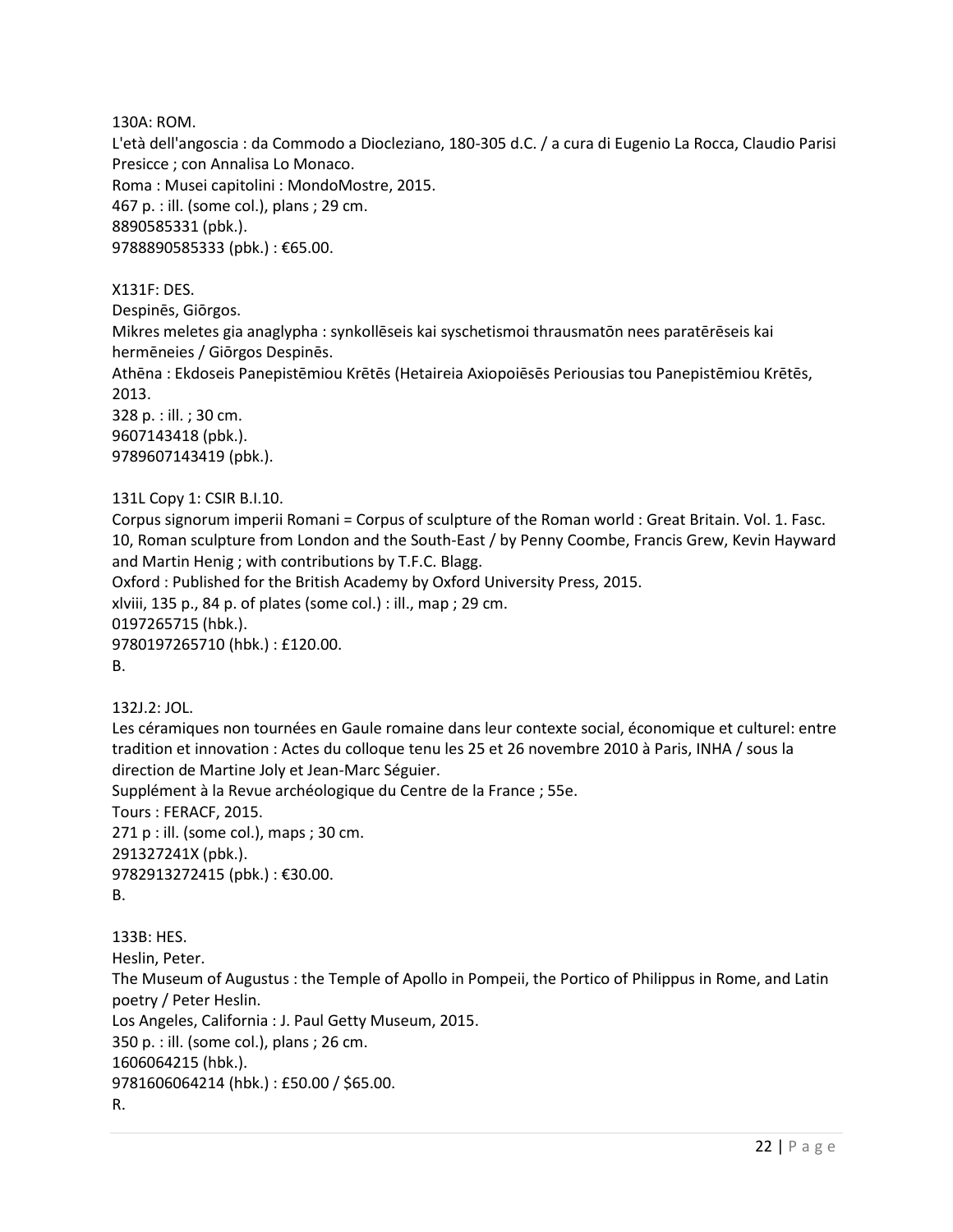130A: ROM.
L'età dell'angoscia : da Commodo a Diocleziano, 180-305 d.C. / a cura di Eugenio La Rocca, Claudio Parisi Presicce ; con Annalisa Lo Monaco.
Roma : Musei capitolini : MondoMostre, 2015.
467 p. : ill. (some col.), plans ; 29 cm.
8890585331 (pbk.).
9788890585333 (pbk.) : €65.00.

X131F: DES.
Despinēs, Giōrgos.
Mikres meletes gia anaglypha : synkollēseis kai syschetismoi thrausmatōn nees paratērēseis kai hermēneies / Giōrgos Despinēs.
Athēna : Ekdoseis Panepistēmiou Krētēs (Hetaireia Axiopoiēsēs Periousias tou Panepistēmiou Krētēs, 2013.
328 p. : ill. ; 30 cm.
9607143418 (pbk.).
9789607143419 (pbk.).

131L Copy 1: CSIR B.I.10.
Corpus signorum imperii Romani = Corpus of sculpture of the Roman world : Great Britain. Vol. 1. Fasc. 10, Roman sculpture from London and the South-East / by Penny Coombe, Francis Grew, Kevin Hayward and Martin Henig ; with contributions by T.F.C. Blagg.
Oxford : Published for the British Academy by Oxford University Press, 2015.
xlviii, 135 p., 84 p. of plates (some col.) : ill., map ; 29 cm.
0197265715 (hbk.).
9780197265710 (hbk.) : £120.00.
B.

132J.2: JOL.
Les céramiques non tournées en Gaule romaine dans leur contexte social, économique et culturel: entre tradition et innovation : Actes du colloque tenu les 25 et 26 novembre 2010 à Paris, INHA / sous la direction de Martine Joly et Jean-Marc Séguier.
Supplément à la Revue archéologique du Centre de la France ; 55e.
Tours : FERACF, 2015.
271 p : ill. (some col.), maps ; 30 cm.
291327241X (pbk.).
9782913272415 (pbk.) : €30.00.
B.

133B: HES.
Heslin, Peter.
The Museum of Augustus : the Temple of Apollo in Pompeii, the Portico of Philippus in Rome, and Latin poetry / Peter Heslin.
Los Angeles, California : J. Paul Getty Museum, 2015.
350 p. : ill. (some col.), plans ; 26 cm.
1606064215 (hbk.).
9781606064214 (hbk.) : £50.00 / $65.00.
R.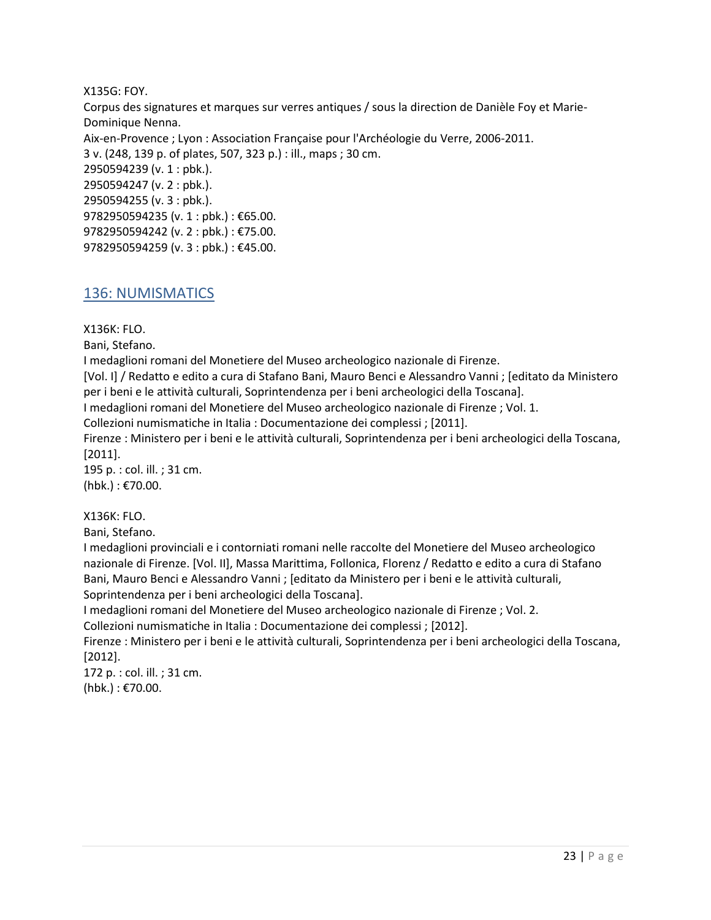X135G: FOY.
Corpus des signatures et marques sur verres antiques / sous la direction de Danièle Foy et Marie-Dominique Nenna.
Aix-en-Provence ; Lyon : Association Française pour l'Archéologie du Verre, 2006-2011.
3 v. (248, 139 p. of plates, 507, 323 p.) : ill., maps ; 30 cm.
2950594239 (v. 1 : pbk.).
2950594247 (v. 2 : pbk.).
2950594255 (v. 3 : pbk.).
9782950594235 (v. 1 : pbk.) : €65.00.
9782950594242 (v. 2 : pbk.) : €75.00.
9782950594259 (v. 3 : pbk.) : €45.00.

## 136: NUMISMATICS

X136K: FLO.
Bani, Stefano.
I medaglioni romani del Monetiere del Museo archeologico nazionale di Firenze.
[Vol. I] / Redatto e edito a cura di Stafano Bani, Mauro Benci e Alessandro Vanni ; [editato da Ministero per i beni e le attività culturali, Soprintendenza per i beni archeologici della Toscana].
I medaglioni romani del Monetiere del Museo archeologico nazionale di Firenze ; Vol. 1.
Collezioni numismatiche in Italia : Documentazione dei complessi ; [2011].
Firenze : Ministero per i beni e le attività culturali, Soprintendenza per i beni archeologici della Toscana, [2011].
195 p. : col. ill. ; 31 cm.
(hbk.) : €70.00.

X136K: FLO.
Bani, Stefano.
I medaglioni provinciali e i contorniati romani nelle raccolte del Monetiere del Museo archeologico nazionale di Firenze. [Vol. II], Massa Marittima, Follonica, Florenz / Redatto e edito a cura di Stafano Bani, Mauro Benci e Alessandro Vanni ; [editato da Ministero per i beni e le attività culturali, Soprintendenza per i beni archeologici della Toscana].
I medaglioni romani del Monetiere del Museo archeologico nazionale di Firenze ; Vol. 2.
Collezioni numismatiche in Italia : Documentazione dei complessi ; [2012].
Firenze : Ministero per i beni e le attività culturali, Soprintendenza per i beni archeologici della Toscana, [2012].
172 p. : col. ill. ; 31 cm.
(hbk.) : €70.00.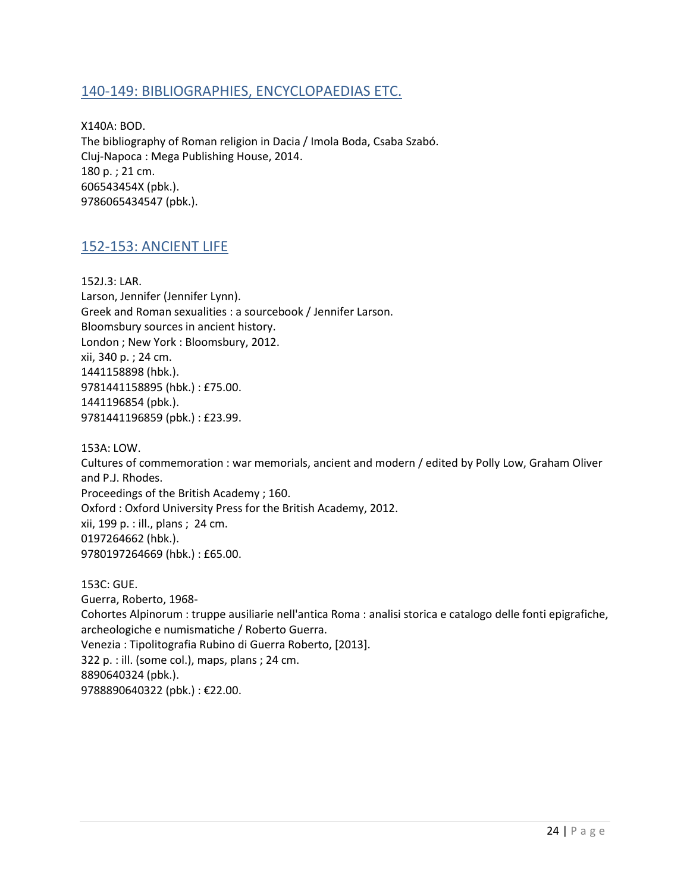## 140-149: BIBLIOGRAPHIES, ENCYCLOPAEDIAS ETC.

X140A: BOD.
The bibliography of Roman religion in Dacia / Imola Boda, Csaba Szabó.
Cluj-Napoca : Mega Publishing House, 2014.
180 p. ; 21 cm.
606543454X (pbk.).
9786065434547 (pbk.).

## 152-153: ANCIENT LIFE

152J.3: LAR.
Larson, Jennifer (Jennifer Lynn).
Greek and Roman sexualities : a sourcebook / Jennifer Larson.
Bloomsbury sources in ancient history.
London ; New York : Bloomsbury, 2012.
xii, 340 p. ; 24 cm.
1441158898 (hbk.).
9781441158895 (hbk.) : £75.00.
1441196854 (pbk.).
9781441196859 (pbk.) : £23.99.

153A: LOW.
Cultures of commemoration : war memorials, ancient and modern / edited by Polly Low, Graham Oliver and P.J. Rhodes.
Proceedings of the British Academy ; 160.
Oxford : Oxford University Press for the British Academy, 2012.
xii, 199 p. : ill., plans ; 24 cm.
0197264662 (hbk.).
9780197264669 (hbk.) : £65.00.

153C: GUE.
Guerra, Roberto, 1968-
Cohortes Alpinorum : truppe ausiliarie nell'antica Roma : analisi storica e catalogo delle fonti epigrafiche, archeologiche e numismatiche / Roberto Guerra.
Venezia : Tipolitografia Rubino di Guerra Roberto, [2013].
322 p. : ill. (some col.), maps, plans ; 24 cm.
8890640324 (pbk.).
9788890640322 (pbk.) : €22.00.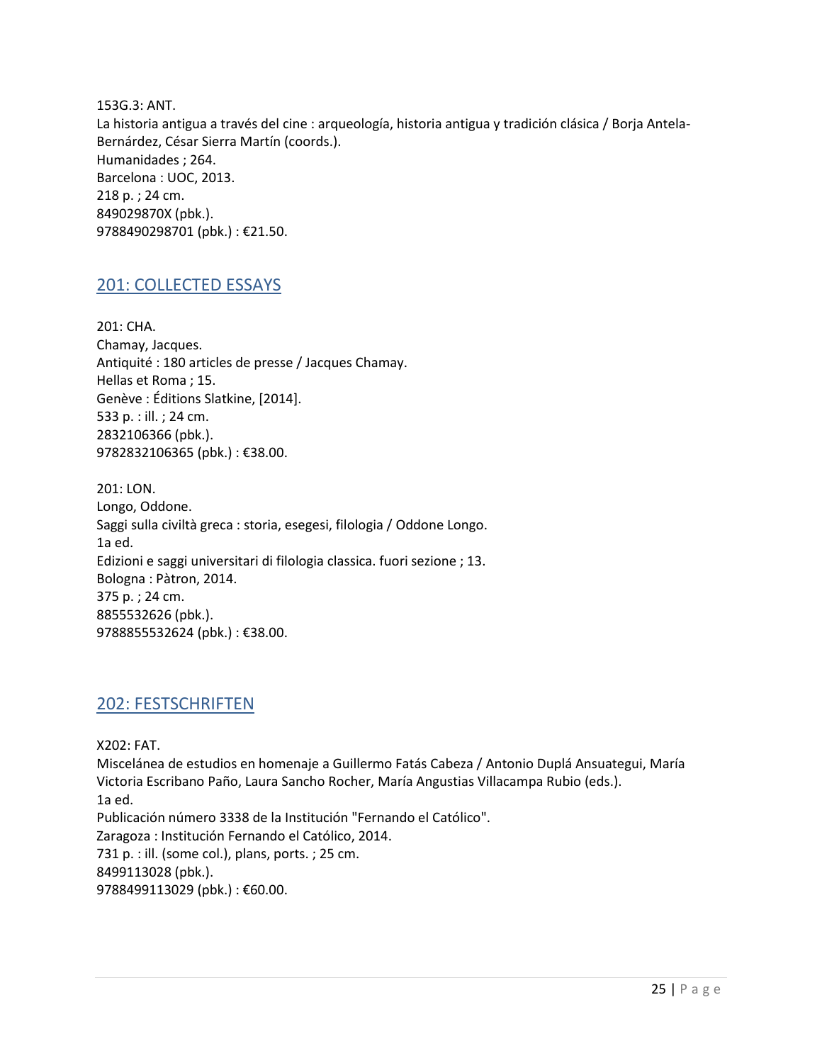153G.3: ANT.
La historia antigua a través del cine : arqueología, historia antigua y tradición clásica / Borja Antela-Bernárdez, César Sierra Martín (coords.).
Humanidades ; 264.
Barcelona : UOC, 2013.
218 p. ; 24 cm.
849029870X (pbk.).
9788490298701 (pbk.) : €21.50.

## 201: COLLECTED ESSAYS

201: CHA.
Chamay, Jacques.
Antiquité : 180 articles de presse / Jacques Chamay.
Hellas et Roma ; 15.
Genève : Éditions Slatkine, [2014].
533 p. : ill. ; 24 cm.
2832106366 (pbk.).
9782832106365 (pbk.) : €38.00.

201: LON.
Longo, Oddone.
Saggi sulla civiltà greca : storia, esegesi, filologia / Oddone Longo.
1a ed.
Edizioni e saggi universitari di filologia classica. fuori sezione ; 13.
Bologna : Pàtron, 2014.
375 p. ; 24 cm.
8855532626 (pbk.).
9788855532624 (pbk.) : €38.00.

## 202: FESTSCHRIFTEN

X202: FAT.
Miscelánea de estudios en homenaje a Guillermo Fatás Cabeza / Antonio Duplá Ansuategui, María Victoria Escribano Paño, Laura Sancho Rocher, María Angustias Villacampa Rubio (eds.).
1a ed.
Publicación número 3338 de la Institución "Fernando el Católico".
Zaragoza : Institución Fernando el Católico, 2014.
731 p. : ill. (some col.), plans, ports. ; 25 cm.
8499113028 (pbk.).
9788499113029 (pbk.) : €60.00.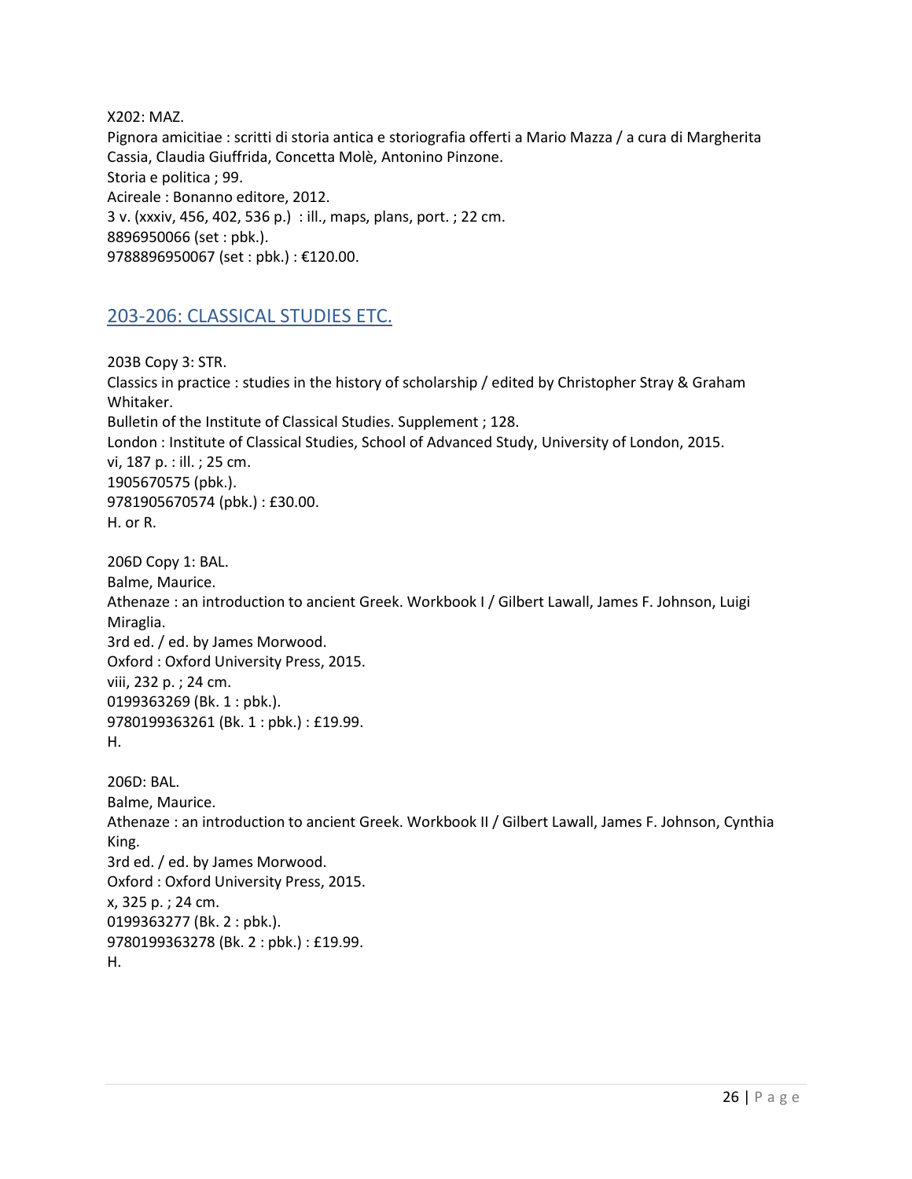X202: MAZ.
Pignora amicitiae : scritti di storia antica e storiografia offerti a Mario Mazza / a cura di Margherita Cassia, Claudia Giuffrida, Concetta Molè, Antonino Pinzone.
Storia e politica ; 99.
Acireale : Bonanno editore, 2012.
3 v. (xxxiv, 456, 402, 536 p.) : ill., maps, plans, port. ; 22 cm.
8896950066 (set : pbk.).
9788896950067 (set : pbk.) : €120.00.

## 203-206: CLASSICAL STUDIES ETC.

203B Copy 3: STR.
Classics in practice : studies in the history of scholarship / edited by Christopher Stray & Graham Whitaker.
Bulletin of the Institute of Classical Studies. Supplement ; 128.
London : Institute of Classical Studies, School of Advanced Study, University of London, 2015.
vi, 187 p. : ill. ; 25 cm.
1905670575 (pbk.).
9781905670574 (pbk.) : £30.00.
H. or R.

206D Copy 1: BAL.
Balme, Maurice.
Athenaze : an introduction to ancient Greek. Workbook I / Gilbert Lawall, James F. Johnson, Luigi Miraglia.
3rd ed. / ed. by James Morwood.
Oxford : Oxford University Press, 2015.
viii, 232 p. ; 24 cm.
0199363269 (Bk. 1 : pbk.).
9780199363261 (Bk. 1 : pbk.) : £19.99.
H.

206D: BAL.
Balme, Maurice.
Athenaze : an introduction to ancient Greek. Workbook II / Gilbert Lawall, James F. Johnson, Cynthia King.
3rd ed. / ed. by James Morwood.
Oxford : Oxford University Press, 2015.
x, 325 p. ; 24 cm.
0199363277 (Bk. 2 : pbk.).
9780199363278 (Bk. 2 : pbk.) : £19.99.
H.